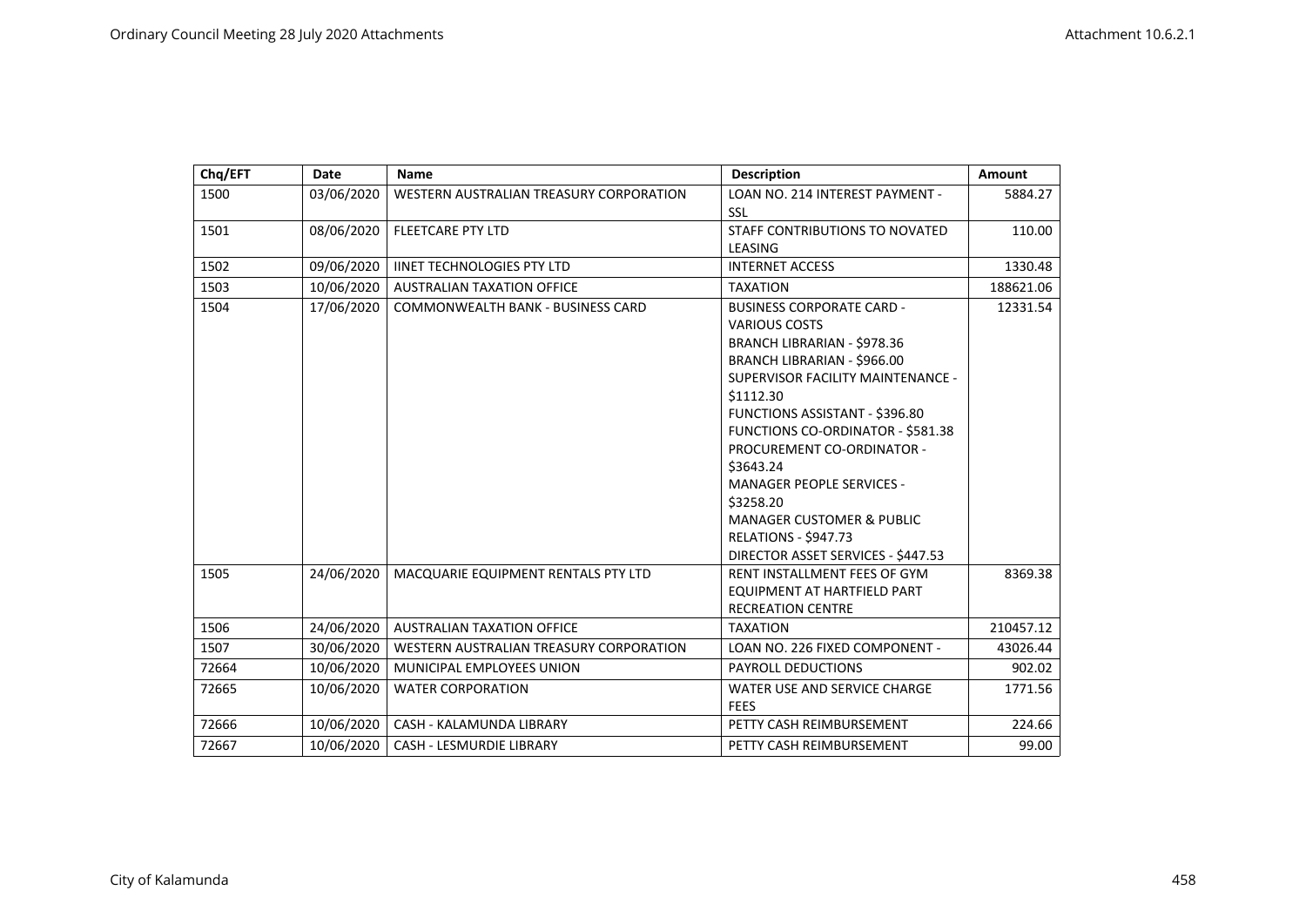| Chq/EFT | Date | Name | Description | Amount |
|---|---|---|---|---|
| 1500 | 03/06/2020 | WESTERN AUSTRALIAN TREASURY CORPORATION | LOAN NO. 214 INTEREST PAYMENT - SSL | 5884.27 |
| 1501 | 08/06/2020 | FLEETCARE PTY LTD | STAFF CONTRIBUTIONS TO NOVATED LEASING | 110.00 |
| 1502 | 09/06/2020 | IINET TECHNOLOGIES PTY LTD | INTERNET ACCESS | 1330.48 |
| 1503 | 10/06/2020 | AUSTRALIAN TAXATION OFFICE | TAXATION | 188621.06 |
| 1504 | 17/06/2020 | COMMONWEALTH BANK - BUSINESS CARD | BUSINESS CORPORATE CARD - VARIOUS COSTS BRANCH LIBRARIAN - $978.36 BRANCH LIBRARIAN - $966.00 SUPERVISOR FACILITY MAINTENANCE - $1112.30 FUNCTIONS ASSISTANT - $396.80 FUNCTIONS CO-ORDINATOR - $581.38 PROCUREMENT CO-ORDINATOR - $3643.24 MANAGER PEOPLE SERVICES - $3258.20 MANAGER CUSTOMER & PUBLIC RELATIONS - $947.73 DIRECTOR ASSET SERVICES - $447.53 | 12331.54 |
| 1505 | 24/06/2020 | MACQUARIE EQUIPMENT RENTALS PTY LTD | RENT INSTALLMENT FEES OF GYM EQUIPMENT AT HARTFIELD PART RECREATION CENTRE | 8369.38 |
| 1506 | 24/06/2020 | AUSTRALIAN TAXATION OFFICE | TAXATION | 210457.12 |
| 1507 | 30/06/2020 | WESTERN AUSTRALIAN TREASURY CORPORATION | LOAN NO. 226 FIXED COMPONENT - | 43026.44 |
| 72664 | 10/06/2020 | MUNICIPAL EMPLOYEES UNION | PAYROLL DEDUCTIONS | 902.02 |
| 72665 | 10/06/2020 | WATER CORPORATION | WATER USE AND SERVICE CHARGE FEES | 1771.56 |
| 72666 | 10/06/2020 | CASH - KALAMUNDA LIBRARY | PETTY CASH REIMBURSEMENT | 224.66 |
| 72667 | 10/06/2020 | CASH - LESMURDIE LIBRARY | PETTY CASH REIMBURSEMENT | 99.00 |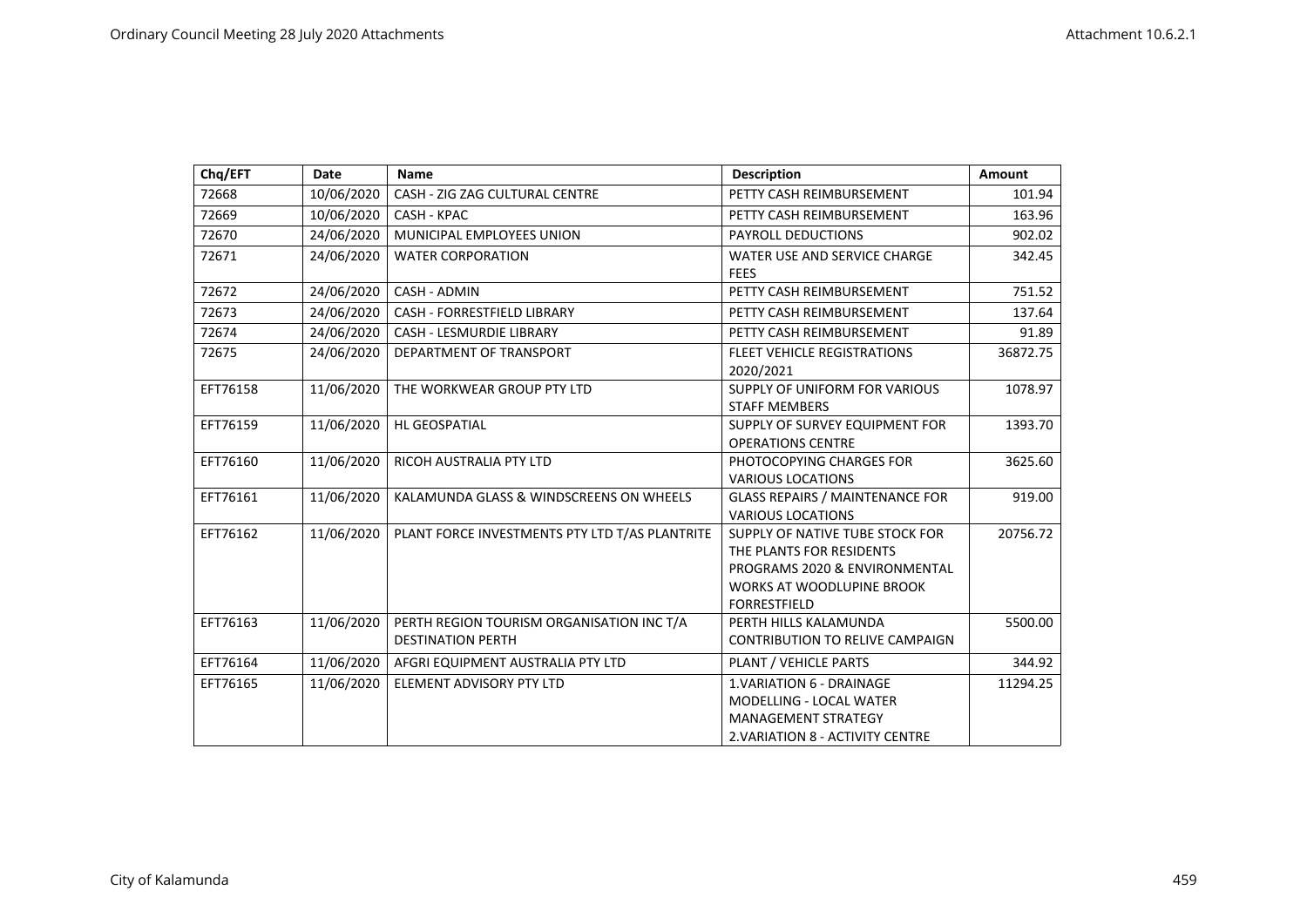| Chq/EFT | Date | Name | Description | Amount |
|---|---|---|---|---|
| 72668 | 10/06/2020 | CASH - ZIG ZAG CULTURAL CENTRE | PETTY CASH REIMBURSEMENT | 101.94 |
| 72669 | 10/06/2020 | CASH - KPAC | PETTY CASH REIMBURSEMENT | 163.96 |
| 72670 | 24/06/2020 | MUNICIPAL EMPLOYEES UNION | PAYROLL DEDUCTIONS | 902.02 |
| 72671 | 24/06/2020 | WATER CORPORATION | WATER USE AND SERVICE CHARGE FEES | 342.45 |
| 72672 | 24/06/2020 | CASH - ADMIN | PETTY CASH REIMBURSEMENT | 751.52 |
| 72673 | 24/06/2020 | CASH - FORRESTFIELD LIBRARY | PETTY CASH REIMBURSEMENT | 137.64 |
| 72674 | 24/06/2020 | CASH - LESMURDIE LIBRARY | PETTY CASH REIMBURSEMENT | 91.89 |
| 72675 | 24/06/2020 | DEPARTMENT OF TRANSPORT | FLEET VEHICLE REGISTRATIONS 2020/2021 | 36872.75 |
| EFT76158 | 11/06/2020 | THE WORKWEAR GROUP PTY LTD | SUPPLY OF UNIFORM FOR VARIOUS STAFF MEMBERS | 1078.97 |
| EFT76159 | 11/06/2020 | HL GEOSPATIAL | SUPPLY OF SURVEY EQUIPMENT FOR OPERATIONS CENTRE | 1393.70 |
| EFT76160 | 11/06/2020 | RICOH AUSTRALIA PTY LTD | PHOTOCOPYING CHARGES FOR VARIOUS LOCATIONS | 3625.60 |
| EFT76161 | 11/06/2020 | KALAMUNDA GLASS & WINDSCREENS ON WHEELS | GLASS REPAIRS / MAINTENANCE FOR VARIOUS LOCATIONS | 919.00 |
| EFT76162 | 11/06/2020 | PLANT FORCE INVESTMENTS PTY LTD T/AS PLANTRITE | SUPPLY OF NATIVE TUBE STOCK FOR THE PLANTS FOR RESIDENTS PROGRAMS 2020 & ENVIRONMENTAL WORKS AT WOODLUPINE BROOK FORRESTFIELD | 20756.72 |
| EFT76163 | 11/06/2020 | PERTH REGION TOURISM ORGANISATION INC T/A DESTINATION PERTH | PERTH HILLS KALAMUNDA CONTRIBUTION TO RELIVE CAMPAIGN | 5500.00 |
| EFT76164 | 11/06/2020 | AFGRI EQUIPMENT AUSTRALIA PTY LTD | PLANT / VEHICLE PARTS | 344.92 |
| EFT76165 | 11/06/2020 | ELEMENT ADVISORY PTY LTD | 1.VARIATION 6 - DRAINAGE MODELLING - LOCAL WATER MANAGEMENT STRATEGY 2.VARIATION 8 - ACTIVITY CENTRE | 11294.25 |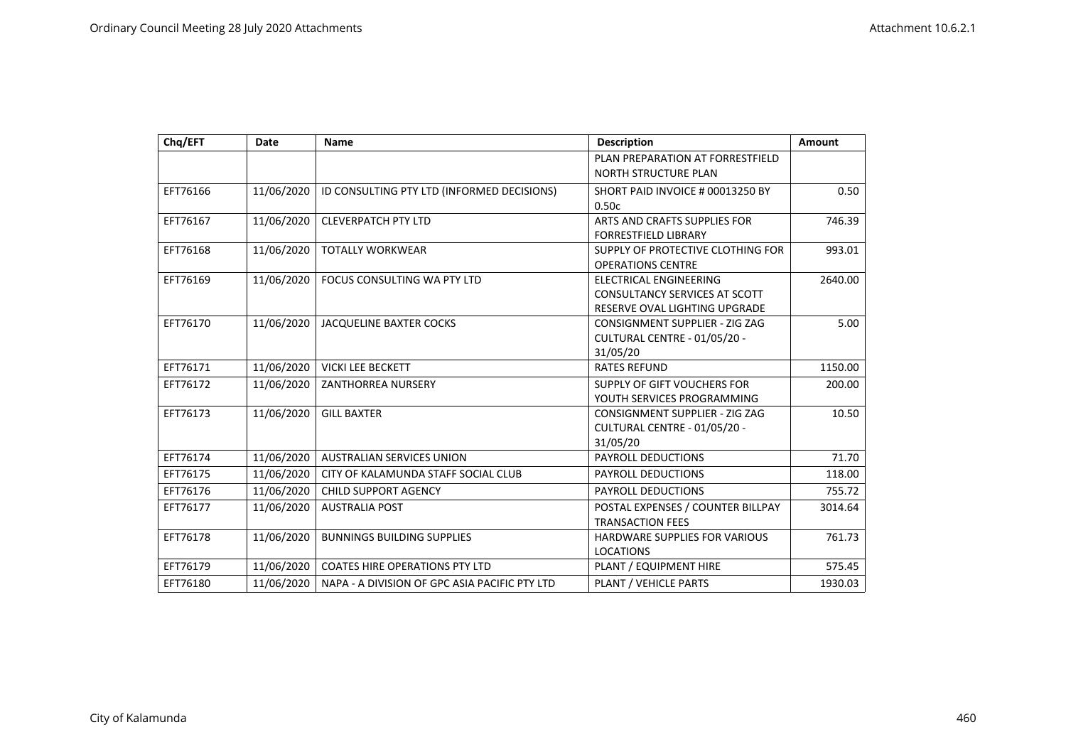| Chq/EFT | Date | Name | Description | Amount |
|---|---|---|---|---|
| | | | PLAN PREPARATION AT FORRESTFIELD NORTH STRUCTURE PLAN | |
| EFT76166 | 11/06/2020 | ID CONSULTING PTY LTD (INFORMED DECISIONS) | SHORT PAID INVOICE # 00013250 BY 0.50c | 0.50 |
| EFT76167 | 11/06/2020 | CLEVERPATCH PTY LTD | ARTS AND CRAFTS SUPPLIES FOR FORRESTFIELD LIBRARY | 746.39 |
| EFT76168 | 11/06/2020 | TOTALLY WORKWEAR | SUPPLY OF PROTECTIVE CLOTHING FOR OPERATIONS CENTRE | 993.01 |
| EFT76169 | 11/06/2020 | FOCUS CONSULTING WA PTY LTD | ELECTRICAL ENGINEERING CONSULTANCY SERVICES AT SCOTT RESERVE OVAL LIGHTING UPGRADE | 2640.00 |
| EFT76170 | 11/06/2020 | JACQUELINE BAXTER COCKS | CONSIGNMENT SUPPLIER - ZIG ZAG CULTURAL CENTRE - 01/05/20 - 31/05/20 | 5.00 |
| EFT76171 | 11/06/2020 | VICKI LEE BECKETT | RATES REFUND | 1150.00 |
| EFT76172 | 11/06/2020 | ZANTHORREA NURSERY | SUPPLY OF GIFT VOUCHERS FOR YOUTH SERVICES PROGRAMMING | 200.00 |
| EFT76173 | 11/06/2020 | GILL BAXTER | CONSIGNMENT SUPPLIER - ZIG ZAG CULTURAL CENTRE - 01/05/20 - 31/05/20 | 10.50 |
| EFT76174 | 11/06/2020 | AUSTRALIAN SERVICES UNION | PAYROLL DEDUCTIONS | 71.70 |
| EFT76175 | 11/06/2020 | CITY OF KALAMUNDA STAFF SOCIAL CLUB | PAYROLL DEDUCTIONS | 118.00 |
| EFT76176 | 11/06/2020 | CHILD SUPPORT AGENCY | PAYROLL DEDUCTIONS | 755.72 |
| EFT76177 | 11/06/2020 | AUSTRALIA POST | POSTAL EXPENSES / COUNTER BILLPAY TRANSACTION FEES | 3014.64 |
| EFT76178 | 11/06/2020 | BUNNINGS BUILDING SUPPLIES | HARDWARE SUPPLIES FOR VARIOUS LOCATIONS | 761.73 |
| EFT76179 | 11/06/2020 | COATES HIRE OPERATIONS PTY LTD | PLANT / EQUIPMENT HIRE | 575.45 |
| EFT76180 | 11/06/2020 | NAPA - A DIVISION OF GPC ASIA PACIFIC PTY LTD | PLANT / VEHICLE PARTS | 1930.03 |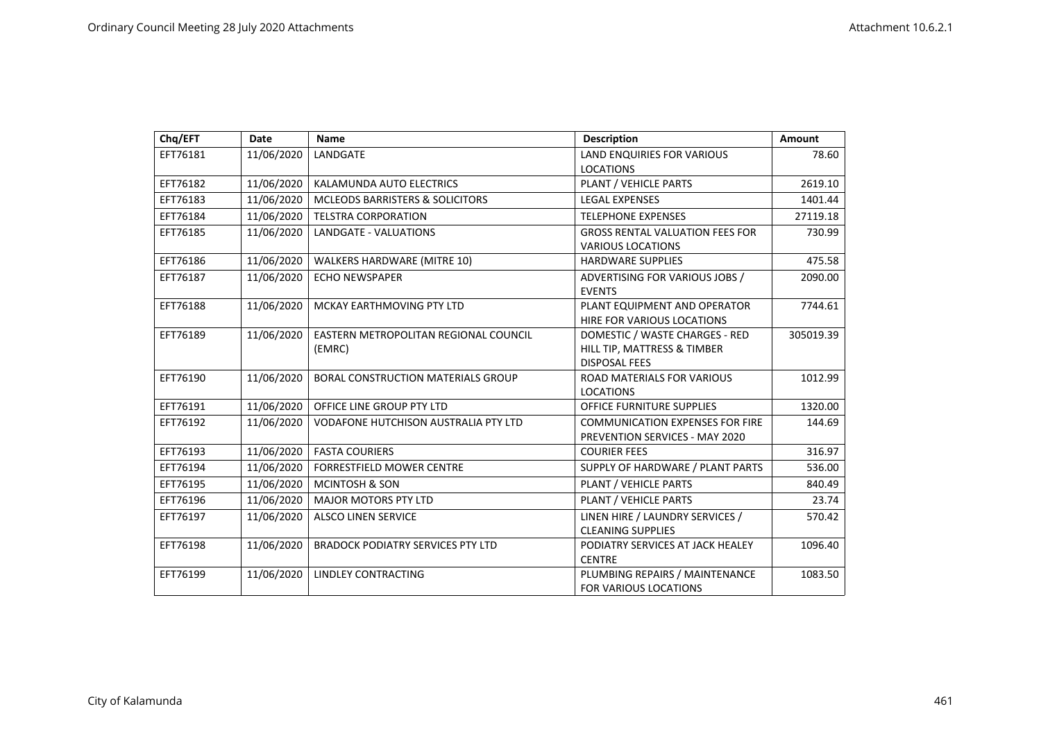| Chq/EFT | Date | Name | Description | Amount |
|---|---|---|---|---|
| EFT76181 | 11/06/2020 | LANDGATE | LAND ENQUIRIES FOR VARIOUS LOCATIONS | 78.60 |
| EFT76182 | 11/06/2020 | KALAMUNDA AUTO ELECTRICS | PLANT / VEHICLE PARTS | 2619.10 |
| EFT76183 | 11/06/2020 | MCLEODS BARRISTERS & SOLICITORS | LEGAL EXPENSES | 1401.44 |
| EFT76184 | 11/06/2020 | TELSTRA CORPORATION | TELEPHONE EXPENSES | 27119.18 |
| EFT76185 | 11/06/2020 | LANDGATE - VALUATIONS | GROSS RENTAL VALUATION FEES FOR VARIOUS LOCATIONS | 730.99 |
| EFT76186 | 11/06/2020 | WALKERS HARDWARE (MITRE 10) | HARDWARE SUPPLIES | 475.58 |
| EFT76187 | 11/06/2020 | ECHO NEWSPAPER | ADVERTISING FOR VARIOUS JOBS / EVENTS | 2090.00 |
| EFT76188 | 11/06/2020 | MCKAY EARTHMOVING PTY LTD | PLANT EQUIPMENT AND OPERATOR HIRE FOR VARIOUS LOCATIONS | 7744.61 |
| EFT76189 | 11/06/2020 | EASTERN METROPOLITAN REGIONAL COUNCIL (EMRC) | DOMESTIC / WASTE CHARGES - RED HILL TIP, MATTRESS & TIMBER DISPOSAL FEES | 305019.39 |
| EFT76190 | 11/06/2020 | BORAL CONSTRUCTION MATERIALS GROUP | ROAD MATERIALS FOR VARIOUS LOCATIONS | 1012.99 |
| EFT76191 | 11/06/2020 | OFFICE LINE GROUP PTY LTD | OFFICE FURNITURE SUPPLIES | 1320.00 |
| EFT76192 | 11/06/2020 | VODAFONE HUTCHISON AUSTRALIA PTY LTD | COMMUNICATION EXPENSES FOR FIRE PREVENTION SERVICES - MAY 2020 | 144.69 |
| EFT76193 | 11/06/2020 | FASTA COURIERS | COURIER FEES | 316.97 |
| EFT76194 | 11/06/2020 | FORRESTFIELD MOWER CENTRE | SUPPLY OF HARDWARE / PLANT PARTS | 536.00 |
| EFT76195 | 11/06/2020 | MCINTOSH & SON | PLANT / VEHICLE PARTS | 840.49 |
| EFT76196 | 11/06/2020 | MAJOR MOTORS PTY LTD | PLANT / VEHICLE PARTS | 23.74 |
| EFT76197 | 11/06/2020 | ALSCO LINEN SERVICE | LINEN HIRE / LAUNDRY SERVICES / CLEANING SUPPLIES | 570.42 |
| EFT76198 | 11/06/2020 | BRADOCK PODIATRY SERVICES PTY LTD | PODIATRY SERVICES AT JACK HEALEY CENTRE | 1096.40 |
| EFT76199 | 11/06/2020 | LINDLEY CONTRACTING | PLUMBING REPAIRS / MAINTENANCE FOR VARIOUS LOCATIONS | 1083.50 |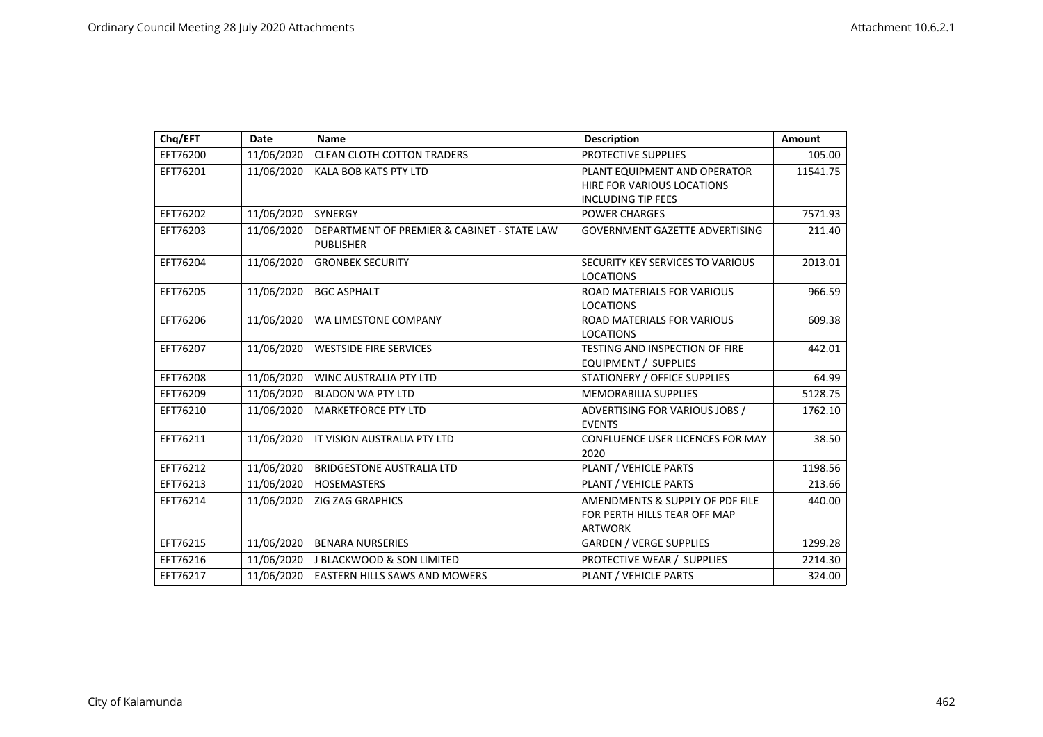| Chq/EFT | Date | Name | Description | Amount |
|---|---|---|---|---|
| EFT76200 | 11/06/2020 | CLEAN CLOTH COTTON TRADERS | PROTECTIVE SUPPLIES | 105.00 |
| EFT76201 | 11/06/2020 | KALA BOB KATS PTY LTD | PLANT EQUIPMENT AND OPERATOR HIRE FOR VARIOUS LOCATIONS INCLUDING TIP FEES | 11541.75 |
| EFT76202 | 11/06/2020 | SYNERGY | POWER CHARGES | 7571.93 |
| EFT76203 | 11/06/2020 | DEPARTMENT OF PREMIER & CABINET - STATE LAW PUBLISHER | GOVERNMENT GAZETTE ADVERTISING | 211.40 |
| EFT76204 | 11/06/2020 | GRONBEK SECURITY | SECURITY KEY SERVICES TO VARIOUS LOCATIONS | 2013.01 |
| EFT76205 | 11/06/2020 | BGC ASPHALT | ROAD MATERIALS FOR VARIOUS LOCATIONS | 966.59 |
| EFT76206 | 11/06/2020 | WA LIMESTONE COMPANY | ROAD MATERIALS FOR VARIOUS LOCATIONS | 609.38 |
| EFT76207 | 11/06/2020 | WESTSIDE FIRE SERVICES | TESTING AND INSPECTION OF FIRE EQUIPMENT / SUPPLIES | 442.01 |
| EFT76208 | 11/06/2020 | WINC AUSTRALIA PTY LTD | STATIONERY / OFFICE SUPPLIES | 64.99 |
| EFT76209 | 11/06/2020 | BLADON WA PTY LTD | MEMORABILIA SUPPLIES | 5128.75 |
| EFT76210 | 11/06/2020 | MARKETFORCE PTY LTD | ADVERTISING FOR VARIOUS JOBS / EVENTS | 1762.10 |
| EFT76211 | 11/06/2020 | IT VISION AUSTRALIA PTY LTD | CONFLUENCE USER LICENCES FOR MAY 2020 | 38.50 |
| EFT76212 | 11/06/2020 | BRIDGESTONE AUSTRALIA LTD | PLANT / VEHICLE PARTS | 1198.56 |
| EFT76213 | 11/06/2020 | HOSEMASTERS | PLANT / VEHICLE PARTS | 213.66 |
| EFT76214 | 11/06/2020 | ZIG ZAG GRAPHICS | AMENDMENTS & SUPPLY OF PDF FILE FOR PERTH HILLS TEAR OFF MAP ARTWORK | 440.00 |
| EFT76215 | 11/06/2020 | BENARA NURSERIES | GARDEN / VERGE SUPPLIES | 1299.28 |
| EFT76216 | 11/06/2020 | J BLACKWOOD & SON LIMITED | PROTECTIVE WEAR / SUPPLIES | 2214.30 |
| EFT76217 | 11/06/2020 | EASTERN HILLS SAWS AND MOWERS | PLANT / VEHICLE PARTS | 324.00 |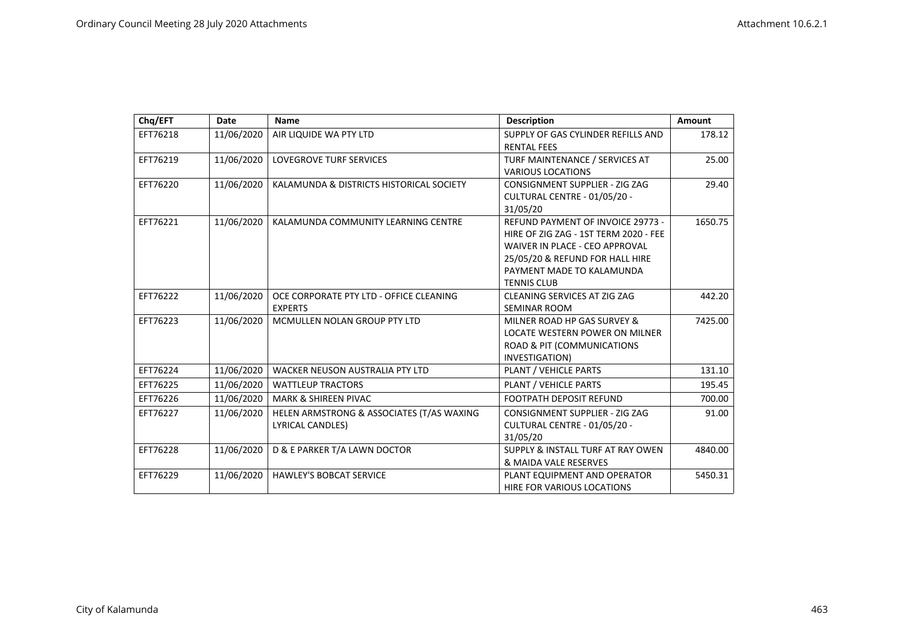| Chq/EFT | Date | Name | Description | Amount |
|---|---|---|---|---|
| EFT76218 | 11/06/2020 | AIR LIQUIDE WA PTY LTD | SUPPLY OF GAS CYLINDER REFILLS AND RENTAL FEES | 178.12 |
| EFT76219 | 11/06/2020 | LOVEGROVE TURF SERVICES | TURF MAINTENANCE / SERVICES AT VARIOUS LOCATIONS | 25.00 |
| EFT76220 | 11/06/2020 | KALAMUNDA & DISTRICTS HISTORICAL SOCIETY | CONSIGNMENT SUPPLIER - ZIG ZAG CULTURAL CENTRE - 01/05/20 - 31/05/20 | 29.40 |
| EFT76221 | 11/06/2020 | KALAMUNDA COMMUNITY LEARNING CENTRE | REFUND PAYMENT OF INVOICE 29773 - HIRE OF ZIG ZAG - 1ST TERM 2020 - FEE WAIVER IN PLACE - CEO APPROVAL 25/05/20 & REFUND FOR HALL HIRE PAYMENT MADE TO KALAMUNDA TENNIS CLUB | 1650.75 |
| EFT76222 | 11/06/2020 | OCE CORPORATE PTY LTD - OFFICE CLEANING EXPERTS | CLEANING SERVICES AT ZIG ZAG SEMINAR ROOM | 442.20 |
| EFT76223 | 11/06/2020 | MCMULLEN NOLAN GROUP PTY LTD | MILNER ROAD HP GAS SURVEY & LOCATE WESTERN POWER ON MILNER ROAD & PIT (COMMUNICATIONS INVESTIGATION) | 7425.00 |
| EFT76224 | 11/06/2020 | WACKER NEUSON AUSTRALIA PTY LTD | PLANT / VEHICLE PARTS | 131.10 |
| EFT76225 | 11/06/2020 | WATTLEUP TRACTORS | PLANT / VEHICLE PARTS | 195.45 |
| EFT76226 | 11/06/2020 | MARK & SHIREEN PIVAC | FOOTPATH DEPOSIT REFUND | 700.00 |
| EFT76227 | 11/06/2020 | HELEN ARMSTRONG & ASSOCIATES (T/AS WAXING LYRICAL CANDLES) | CONSIGNMENT SUPPLIER - ZIG ZAG CULTURAL CENTRE - 01/05/20 - 31/05/20 | 91.00 |
| EFT76228 | 11/06/2020 | D & E PARKER T/A LAWN DOCTOR | SUPPLY & INSTALL TURF AT RAY OWEN & MAIDA VALE RESERVES | 4840.00 |
| EFT76229 | 11/06/2020 | HAWLEY'S BOBCAT SERVICE | PLANT EQUIPMENT AND OPERATOR HIRE FOR VARIOUS LOCATIONS | 5450.31 |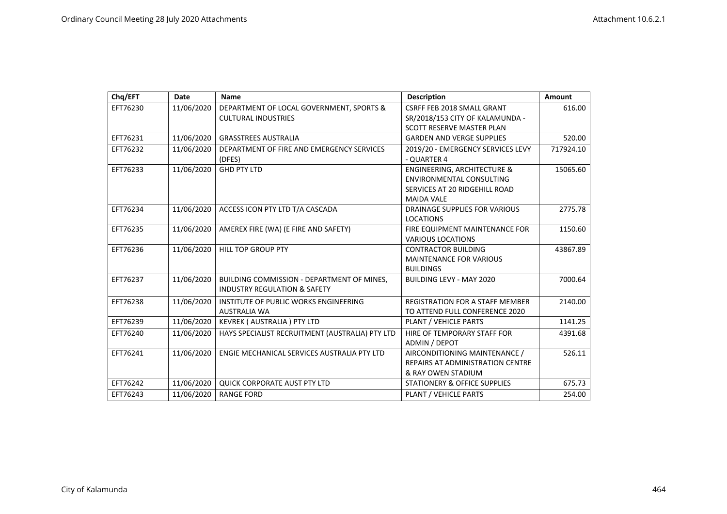| Chq/EFT | Date | Name | Description | Amount |
|---|---|---|---|---|
| EFT76230 | 11/06/2020 | DEPARTMENT OF LOCAL GOVERNMENT, SPORTS & CULTURAL INDUSTRIES | CSRFF FEB 2018 SMALL GRANT SR/2018/153 CITY OF KALAMUNDA - SCOTT RESERVE MASTER PLAN | 616.00 |
| EFT76231 | 11/06/2020 | GRASSTREES AUSTRALIA | GARDEN AND VERGE SUPPLIES | 520.00 |
| EFT76232 | 11/06/2020 | DEPARTMENT OF FIRE AND EMERGENCY SERVICES (DFES) | 2019/20 - EMERGENCY SERVICES LEVY - QUARTER 4 | 717924.10 |
| EFT76233 | 11/06/2020 | GHD PTY LTD | ENGINEERING, ARCHITECTURE & ENVIRONMENTAL CONSULTING SERVICES AT 20 RIDGEHILL ROAD MAIDA VALE | 15065.60 |
| EFT76234 | 11/06/2020 | ACCESS ICON PTY LTD T/A CASCADA | DRAINAGE SUPPLIES FOR VARIOUS LOCATIONS | 2775.78 |
| EFT76235 | 11/06/2020 | AMEREX FIRE (WA) (E FIRE AND SAFETY) | FIRE EQUIPMENT MAINTENANCE FOR VARIOUS LOCATIONS | 1150.60 |
| EFT76236 | 11/06/2020 | HILL TOP GROUP PTY | CONTRACTOR BUILDING MAINTENANCE FOR VARIOUS BUILDINGS | 43867.89 |
| EFT76237 | 11/06/2020 | BUILDING COMMISSION - DEPARTMENT OF MINES, INDUSTRY REGULATION & SAFETY | BUILDING LEVY - MAY 2020 | 7000.64 |
| EFT76238 | 11/06/2020 | INSTITUTE OF PUBLIC WORKS ENGINEERING AUSTRALIA WA | REGISTRATION FOR A STAFF MEMBER TO ATTEND FULL CONFERENCE 2020 | 2140.00 |
| EFT76239 | 11/06/2020 | KEVREK ( AUSTRALIA ) PTY LTD | PLANT / VEHICLE PARTS | 1141.25 |
| EFT76240 | 11/06/2020 | HAYS SPECIALIST RECRUITMENT (AUSTRALIA) PTY LTD | HIRE OF TEMPORARY STAFF FOR ADMIN / DEPOT | 4391.68 |
| EFT76241 | 11/06/2020 | ENGIE MECHANICAL SERVICES AUSTRALIA PTY LTD | AIRCONDITIONING MAINTENANCE / REPAIRS AT ADMINISTRATION CENTRE & RAY OWEN STADIUM | 526.11 |
| EFT76242 | 11/06/2020 | QUICK CORPORATE AUST PTY LTD | STATIONERY & OFFICE SUPPLIES | 675.73 |
| EFT76243 | 11/06/2020 | RANGE FORD | PLANT / VEHICLE PARTS | 254.00 |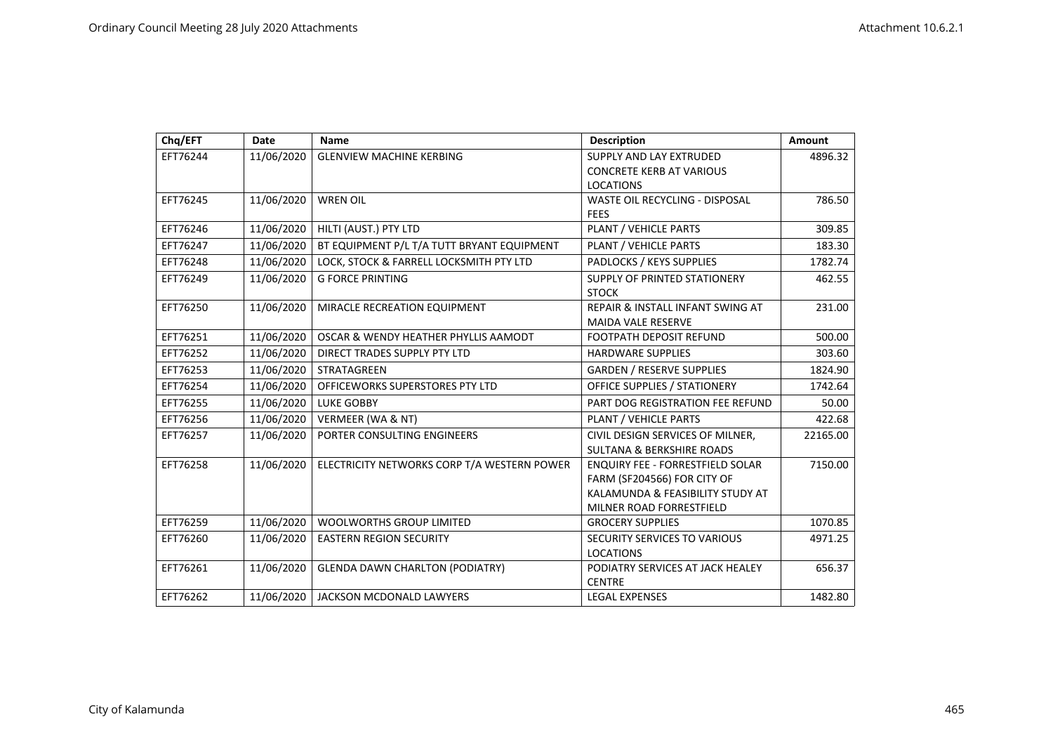| Chq/EFT | Date | Name | Description | Amount |
|---|---|---|---|---|
| EFT76244 | 11/06/2020 | GLENVIEW MACHINE KERBING | SUPPLY AND LAY EXTRUDED CONCRETE KERB AT VARIOUS LOCATIONS | 4896.32 |
| EFT76245 | 11/06/2020 | WREN OIL | WASTE OIL RECYCLING - DISPOSAL FEES | 786.50 |
| EFT76246 | 11/06/2020 | HILTI (AUST.) PTY LTD | PLANT / VEHICLE PARTS | 309.85 |
| EFT76247 | 11/06/2020 | BT EQUIPMENT P/L T/A TUTT BRYANT EQUIPMENT | PLANT / VEHICLE PARTS | 183.30 |
| EFT76248 | 11/06/2020 | LOCK, STOCK & FARRELL LOCKSMITH PTY LTD | PADLOCKS / KEYS SUPPLIES | 1782.74 |
| EFT76249 | 11/06/2020 | G FORCE PRINTING | SUPPLY OF PRINTED STATIONERY STOCK | 462.55 |
| EFT76250 | 11/06/2020 | MIRACLE RECREATION EQUIPMENT | REPAIR & INSTALL INFANT SWING AT MAIDA VALE RESERVE | 231.00 |
| EFT76251 | 11/06/2020 | OSCAR & WENDY HEATHER PHYLLIS AAMODT | FOOTPATH DEPOSIT REFUND | 500.00 |
| EFT76252 | 11/06/2020 | DIRECT TRADES SUPPLY PTY LTD | HARDWARE SUPPLIES | 303.60 |
| EFT76253 | 11/06/2020 | STRATAGREEN | GARDEN / RESERVE SUPPLIES | 1824.90 |
| EFT76254 | 11/06/2020 | OFFICEWORKS SUPERSTORES PTY LTD | OFFICE SUPPLIES / STATIONERY | 1742.64 |
| EFT76255 | 11/06/2020 | LUKE GOBBY | PART DOG REGISTRATION FEE REFUND | 50.00 |
| EFT76256 | 11/06/2020 | VERMEER (WA & NT) | PLANT / VEHICLE PARTS | 422.68 |
| EFT76257 | 11/06/2020 | PORTER CONSULTING ENGINEERS | CIVIL DESIGN SERVICES OF MILNER, SULTANA & BERKSHIRE ROADS | 22165.00 |
| EFT76258 | 11/06/2020 | ELECTRICITY NETWORKS CORP T/A WESTERN POWER | ENQUIRY FEE - FORRESTFIELD SOLAR FARM (SF204566) FOR CITY OF KALAMUNDA & FEASIBILITY STUDY AT MILNER ROAD FORRESTFIELD | 7150.00 |
| EFT76259 | 11/06/2020 | WOOLWORTHS GROUP LIMITED | GROCERY SUPPLIES | 1070.85 |
| EFT76260 | 11/06/2020 | EASTERN REGION SECURITY | SECURITY SERVICES TO VARIOUS LOCATIONS | 4971.25 |
| EFT76261 | 11/06/2020 | GLENDA DAWN CHARLTON (PODIATRY) | PODIATRY SERVICES AT JACK HEALEY CENTRE | 656.37 |
| EFT76262 | 11/06/2020 | JACKSON MCDONALD LAWYERS | LEGAL EXPENSES | 1482.80 |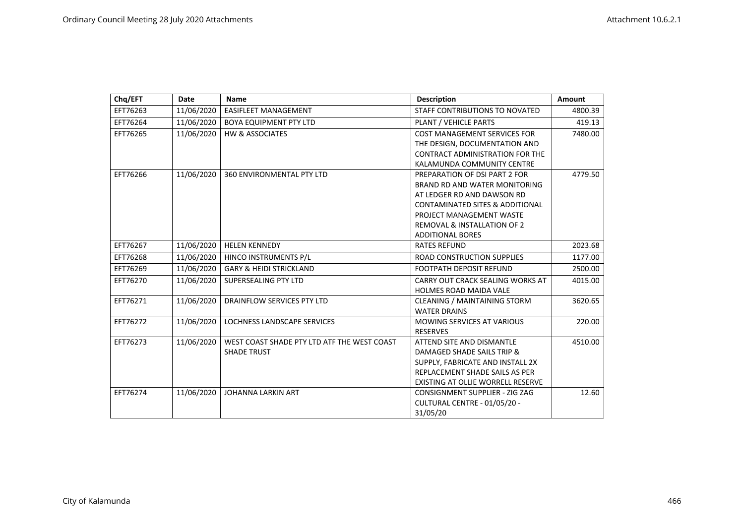| Chq/EFT | Date | Name | Description | Amount |
|---|---|---|---|---|
| EFT76263 | 11/06/2020 | EASIFLEET MANAGEMENT | STAFF CONTRIBUTIONS TO NOVATED | 4800.39 |
| EFT76264 | 11/06/2020 | BOYA EQUIPMENT PTY LTD | PLANT / VEHICLE PARTS | 419.13 |
| EFT76265 | 11/06/2020 | HW & ASSOCIATES | COST MANAGEMENT SERVICES FOR THE DESIGN, DOCUMENTATION AND CONTRACT ADMINISTRATION FOR THE KALAMUNDA COMMUNITY CENTRE | 7480.00 |
| EFT76266 | 11/06/2020 | 360 ENVIRONMENTAL PTY LTD | PREPARATION OF DSI PART 2 FOR BRAND RD AND WATER MONITORING AT LEDGER RD AND DAWSON RD CONTAMINATED SITES & ADDITIONAL PROJECT MANAGEMENT WASTE REMOVAL & INSTALLATION OF 2 ADDITIONAL BORES | 4779.50 |
| EFT76267 | 11/06/2020 | HELEN KENNEDY | RATES REFUND | 2023.68 |
| EFT76268 | 11/06/2020 | HINCO INSTRUMENTS P/L | ROAD CONSTRUCTION SUPPLIES | 1177.00 |
| EFT76269 | 11/06/2020 | GARY & HEIDI STRICKLAND | FOOTPATH DEPOSIT REFUND | 2500.00 |
| EFT76270 | 11/06/2020 | SUPERSEALING PTY LTD | CARRY OUT CRACK SEALING WORKS AT HOLMES ROAD MAIDA VALE | 4015.00 |
| EFT76271 | 11/06/2020 | DRAINFLOW SERVICES PTY LTD | CLEANING / MAINTAINING STORM WATER DRAINS | 3620.65 |
| EFT76272 | 11/06/2020 | LOCHNESS LANDSCAPE SERVICES | MOWING SERVICES AT VARIOUS RESERVES | 220.00 |
| EFT76273 | 11/06/2020 | WEST COAST SHADE PTY LTD ATF THE WEST COAST SHADE TRUST | ATTEND SITE AND DISMANTLE DAMAGED SHADE SAILS TRIP & SUPPLY, FABRICATE AND INSTALL 2X REPLACEMENT SHADE SAILS AS PER EXISTING AT OLLIE WORRELL RESERVE | 4510.00 |
| EFT76274 | 11/06/2020 | JOHANNA LARKIN ART | CONSIGNMENT SUPPLIER - ZIG ZAG CULTURAL CENTRE - 01/05/20 - 31/05/20 | 12.60 |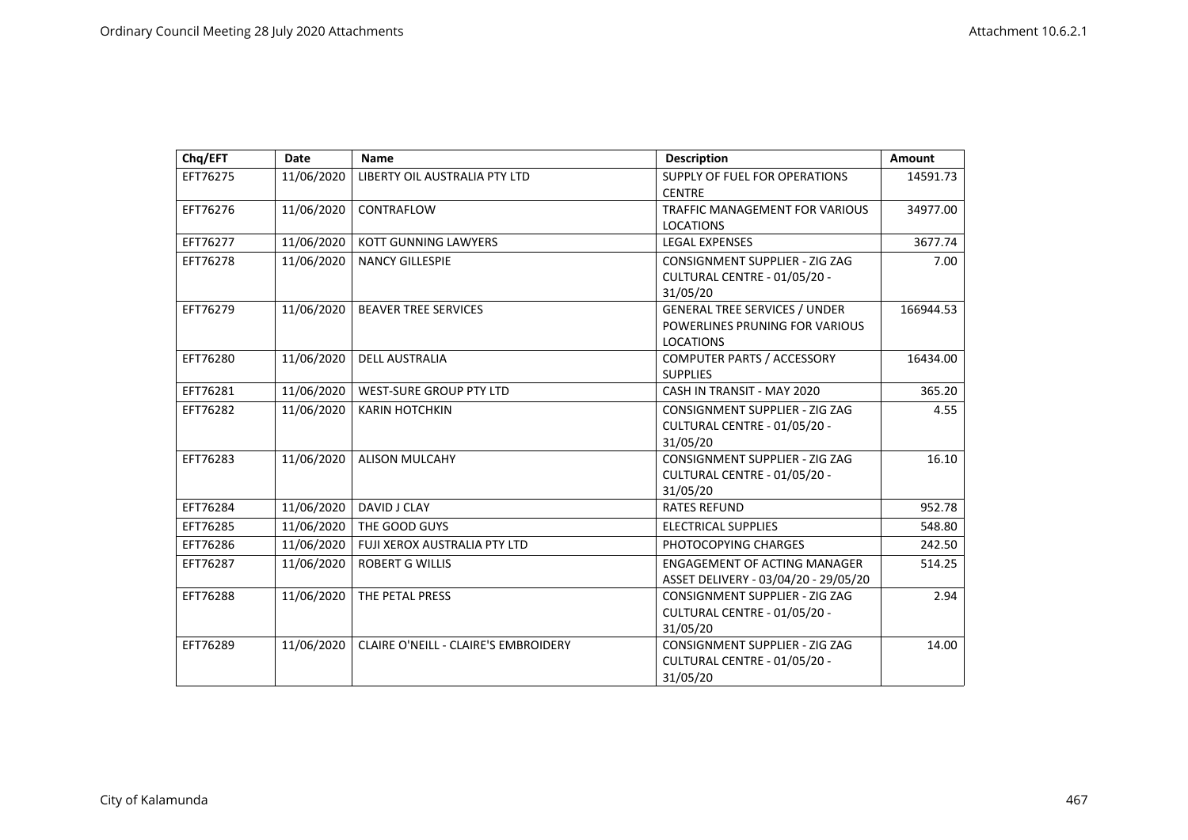| Chq/EFT | Date | Name | Description | Amount |
|---|---|---|---|---|
| EFT76275 | 11/06/2020 | LIBERTY OIL AUSTRALIA PTY LTD | SUPPLY OF FUEL FOR OPERATIONS CENTRE | 14591.73 |
| EFT76276 | 11/06/2020 | CONTRAFLOW | TRAFFIC MANAGEMENT FOR VARIOUS LOCATIONS | 34977.00 |
| EFT76277 | 11/06/2020 | KOTT GUNNING LAWYERS | LEGAL EXPENSES | 3677.74 |
| EFT76278 | 11/06/2020 | NANCY GILLESPIE | CONSIGNMENT SUPPLIER - ZIG ZAG CULTURAL CENTRE - 01/05/20 - 31/05/20 | 7.00 |
| EFT76279 | 11/06/2020 | BEAVER TREE SERVICES | GENERAL TREE SERVICES / UNDER POWERLINES PRUNING FOR VARIOUS LOCATIONS | 166944.53 |
| EFT76280 | 11/06/2020 | DELL AUSTRALIA | COMPUTER PARTS / ACCESSORY SUPPLIES | 16434.00 |
| EFT76281 | 11/06/2020 | WEST-SURE GROUP PTY LTD | CASH IN TRANSIT - MAY 2020 | 365.20 |
| EFT76282 | 11/06/2020 | KARIN HOTCHKIN | CONSIGNMENT SUPPLIER - ZIG ZAG CULTURAL CENTRE - 01/05/20 - 31/05/20 | 4.55 |
| EFT76283 | 11/06/2020 | ALISON MULCAHY | CONSIGNMENT SUPPLIER - ZIG ZAG CULTURAL CENTRE - 01/05/20 - 31/05/20 | 16.10 |
| EFT76284 | 11/06/2020 | DAVID J CLAY | RATES REFUND | 952.78 |
| EFT76285 | 11/06/2020 | THE GOOD GUYS | ELECTRICAL SUPPLIES | 548.80 |
| EFT76286 | 11/06/2020 | FUJI XEROX AUSTRALIA PTY LTD | PHOTOCOPYING CHARGES | 242.50 |
| EFT76287 | 11/06/2020 | ROBERT G WILLIS | ENGAGEMENT OF ACTING MANAGER ASSET DELIVERY - 03/04/20 - 29/05/20 | 514.25 |
| EFT76288 | 11/06/2020 | THE PETAL PRESS | CONSIGNMENT SUPPLIER - ZIG ZAG CULTURAL CENTRE - 01/05/20 - 31/05/20 | 2.94 |
| EFT76289 | 11/06/2020 | CLAIRE O'NEILL - CLAIRE'S EMBROIDERY | CONSIGNMENT SUPPLIER - ZIG ZAG CULTURAL CENTRE - 01/05/20 - 31/05/20 | 14.00 |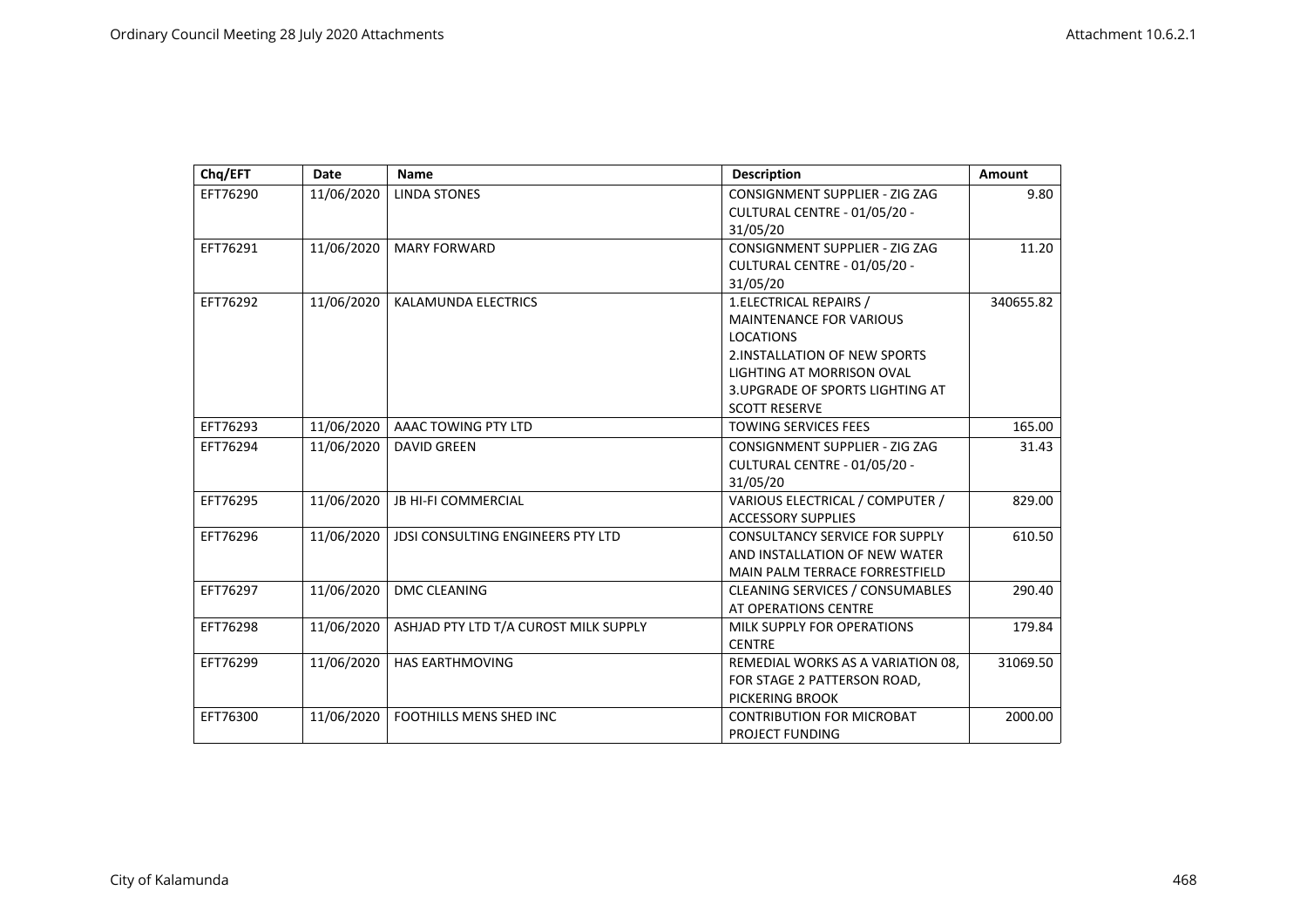| Chq/EFT | Date | Name | Description | Amount |
|---|---|---|---|---|
| EFT76290 | 11/06/2020 | LINDA STONES | CONSIGNMENT SUPPLIER - ZIG ZAG CULTURAL CENTRE - 01/05/20 - 31/05/20 | 9.80 |
| EFT76291 | 11/06/2020 | MARY FORWARD | CONSIGNMENT SUPPLIER - ZIG ZAG CULTURAL CENTRE - 01/05/20 - 31/05/20 | 11.20 |
| EFT76292 | 11/06/2020 | KALAMUNDA ELECTRICS | 1.ELECTRICAL REPAIRS / MAINTENANCE FOR VARIOUS LOCATIONS 2.INSTALLATION OF NEW SPORTS LIGHTING AT MORRISON OVAL 3.UPGRADE OF SPORTS LIGHTING AT SCOTT RESERVE | 340655.82 |
| EFT76293 | 11/06/2020 | AAAC TOWING PTY LTD | TOWING SERVICES FEES | 165.00 |
| EFT76294 | 11/06/2020 | DAVID GREEN | CONSIGNMENT SUPPLIER - ZIG ZAG CULTURAL CENTRE - 01/05/20 - 31/05/20 | 31.43 |
| EFT76295 | 11/06/2020 | JB HI-FI COMMERCIAL | VARIOUS ELECTRICAL / COMPUTER / ACCESSORY SUPPLIES | 829.00 |
| EFT76296 | 11/06/2020 | JDSI CONSULTING ENGINEERS PTY LTD | CONSULTANCY SERVICE FOR SUPPLY AND INSTALLATION OF NEW WATER MAIN PALM TERRACE FORRESTFIELD | 610.50 |
| EFT76297 | 11/06/2020 | DMC CLEANING | CLEANING SERVICES / CONSUMABLES AT OPERATIONS CENTRE | 290.40 |
| EFT76298 | 11/06/2020 | ASHJAD PTY LTD T/A CUROST MILK SUPPLY | MILK SUPPLY FOR OPERATIONS CENTRE | 179.84 |
| EFT76299 | 11/06/2020 | HAS EARTHMOVING | REMEDIAL WORKS AS A VARIATION 08, FOR STAGE 2 PATTERSON ROAD, PICKERING BROOK | 31069.50 |
| EFT76300 | 11/06/2020 | FOOTHILLS MENS SHED INC | CONTRIBUTION FOR MICROBAT PROJECT FUNDING | 2000.00 |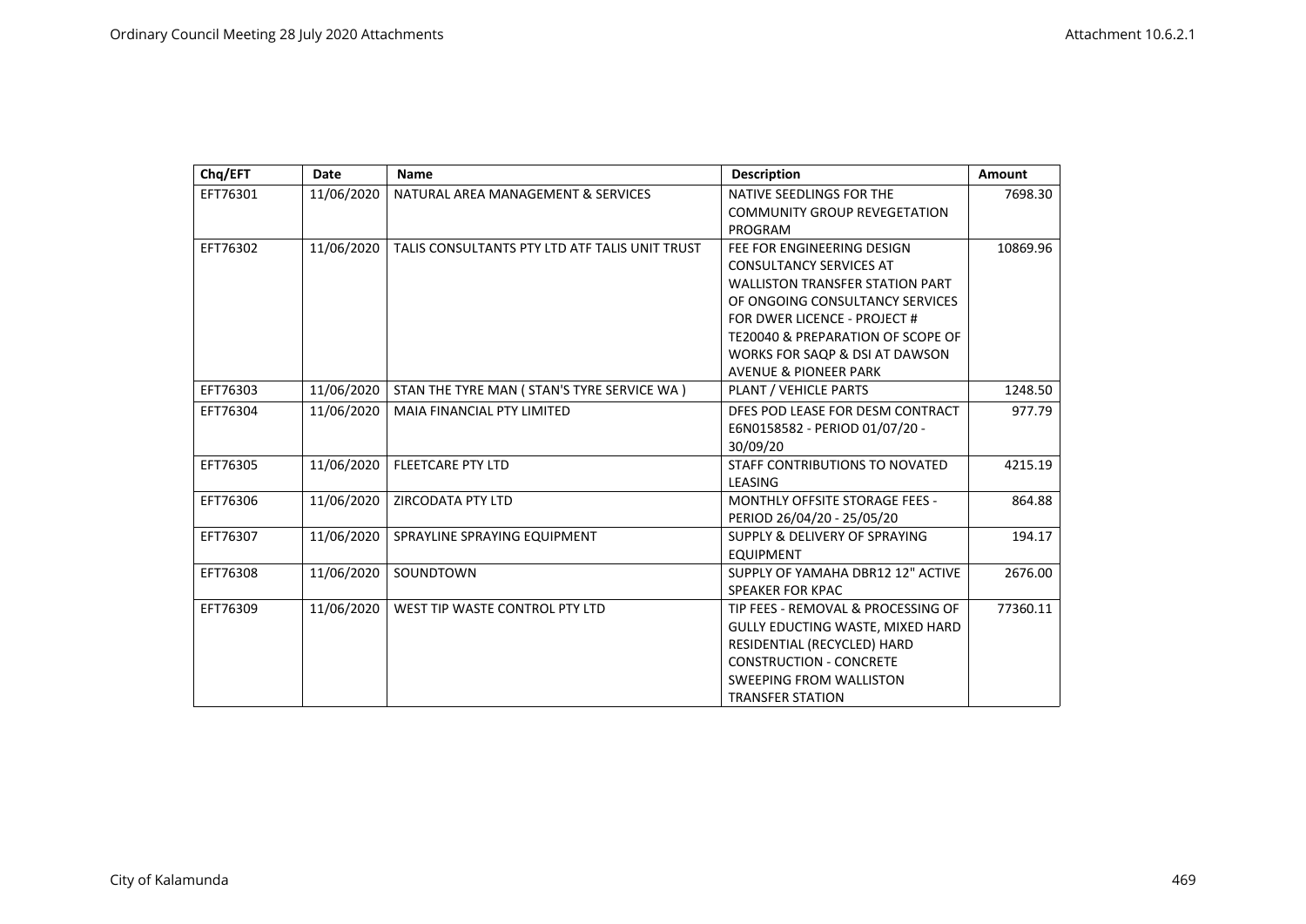| Chq/EFT | Date | Name | Description | Amount |
|---|---|---|---|---|
| EFT76301 | 11/06/2020 | NATURAL AREA MANAGEMENT & SERVICES | NATIVE SEEDLINGS FOR THE COMMUNITY GROUP REVEGETATION PROGRAM | 7698.30 |
| EFT76302 | 11/06/2020 | TALIS CONSULTANTS PTY LTD ATF TALIS UNIT TRUST | FEE FOR ENGINEERING DESIGN CONSULTANCY SERVICES AT WALLISTON TRANSFER STATION PART OF ONGOING CONSULTANCY SERVICES FOR DWER LICENCE - PROJECT # TE20040 & PREPARATION OF SCOPE OF WORKS FOR SAQP & DSI AT DAWSON AVENUE & PIONEER PARK | 10869.96 |
| EFT76303 | 11/06/2020 | STAN THE TYRE MAN ( STAN'S TYRE SERVICE WA ) | PLANT / VEHICLE PARTS | 1248.50 |
| EFT76304 | 11/06/2020 | MAIA FINANCIAL PTY LIMITED | DFES POD LEASE FOR DESM CONTRACT E6N0158582 - PERIOD 01/07/20 - 30/09/20 | 977.79 |
| EFT76305 | 11/06/2020 | FLEETCARE PTY LTD | STAFF CONTRIBUTIONS TO NOVATED LEASING | 4215.19 |
| EFT76306 | 11/06/2020 | ZIRCODATA PTY LTD | MONTHLY OFFSITE STORAGE FEES - PERIOD 26/04/20 - 25/05/20 | 864.88 |
| EFT76307 | 11/06/2020 | SPRAYLINE SPRAYING EQUIPMENT | SUPPLY & DELIVERY OF SPRAYING EQUIPMENT | 194.17 |
| EFT76308 | 11/06/2020 | SOUNDTOWN | SUPPLY OF YAMAHA DBR12 12" ACTIVE SPEAKER FOR KPAC | 2676.00 |
| EFT76309 | 11/06/2020 | WEST TIP WASTE CONTROL PTY LTD | TIP FEES - REMOVAL & PROCESSING OF GULLY EDUCTING WASTE, MIXED HARD RESIDENTIAL (RECYCLED) HARD CONSTRUCTION - CONCRETE SWEEPING FROM WALLISTON TRANSFER STATION | 77360.11 |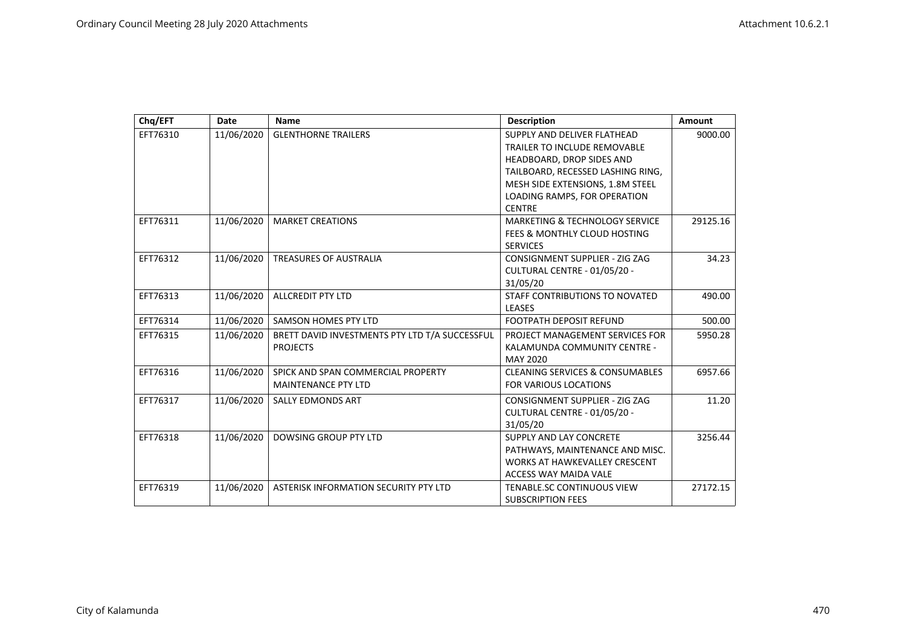| Chq/EFT | Date | Name | Description | Amount |
|---|---|---|---|---|
| EFT76310 | 11/06/2020 | GLENTHORNE TRAILERS | SUPPLY AND DELIVER FLATHEAD TRAILER TO INCLUDE REMOVABLE HEADBOARD, DROP SIDES AND TAILBOARD, RECESSED LASHING RING, MESH SIDE EXTENSIONS, 1.8M STEEL LOADING RAMPS, FOR OPERATION CENTRE | 9000.00 |
| EFT76311 | 11/06/2020 | MARKET CREATIONS | MARKETING & TECHNOLOGY SERVICE FEES & MONTHLY CLOUD HOSTING SERVICES | 29125.16 |
| EFT76312 | 11/06/2020 | TREASURES OF AUSTRALIA | CONSIGNMENT SUPPLIER - ZIG ZAG CULTURAL CENTRE - 01/05/20 - 31/05/20 | 34.23 |
| EFT76313 | 11/06/2020 | ALLCREDIT PTY LTD | STAFF CONTRIBUTIONS TO NOVATED LEASES | 490.00 |
| EFT76314 | 11/06/2020 | SAMSON HOMES PTY LTD | FOOTPATH DEPOSIT REFUND | 500.00 |
| EFT76315 | 11/06/2020 | BRETT DAVID INVESTMENTS PTY LTD T/A SUCCESSFUL PROJECTS | PROJECT MANAGEMENT SERVICES FOR KALAMUNDA COMMUNITY CENTRE - MAY 2020 | 5950.28 |
| EFT76316 | 11/06/2020 | SPICK AND SPAN COMMERCIAL PROPERTY MAINTENANCE PTY LTD | CLEANING SERVICES & CONSUMABLES FOR VARIOUS LOCATIONS | 6957.66 |
| EFT76317 | 11/06/2020 | SALLY EDMONDS ART | CONSIGNMENT SUPPLIER - ZIG ZAG CULTURAL CENTRE - 01/05/20 - 31/05/20 | 11.20 |
| EFT76318 | 11/06/2020 | DOWSING GROUP PTY LTD | SUPPLY AND LAY CONCRETE PATHWAYS, MAINTENANCE AND MISC. WORKS AT HAWKEVALLEY CRESCENT ACCESS WAY MAIDA VALE | 3256.44 |
| EFT76319 | 11/06/2020 | ASTERISK INFORMATION SECURITY PTY LTD | TENABLE.SC CONTINUOUS VIEW SUBSCRIPTION FEES | 27172.15 |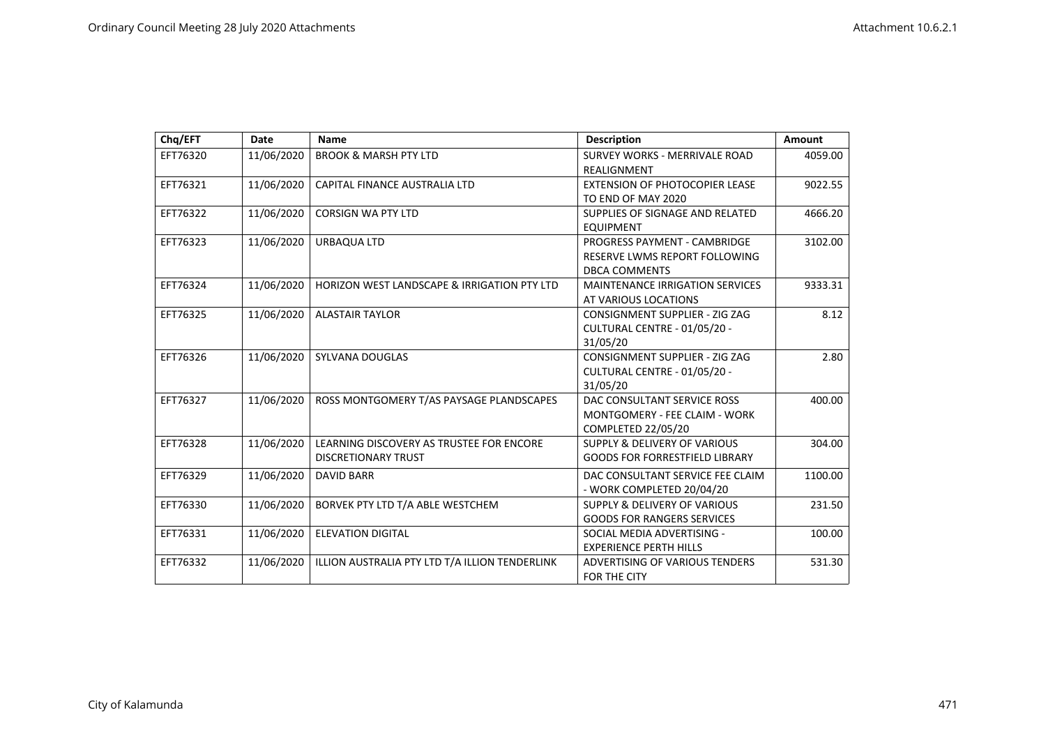| Chq/EFT | Date | Name | Description | Amount |
|---|---|---|---|---|
| EFT76320 | 11/06/2020 | BROOK & MARSH PTY LTD | SURVEY WORKS - MERRIVALE ROAD REALIGNMENT | 4059.00 |
| EFT76321 | 11/06/2020 | CAPITAL FINANCE AUSTRALIA LTD | EXTENSION OF PHOTOCOPIER LEASE TO END OF MAY 2020 | 9022.55 |
| EFT76322 | 11/06/2020 | CORSIGN WA PTY LTD | SUPPLIES OF SIGNAGE AND RELATED EQUIPMENT | 4666.20 |
| EFT76323 | 11/06/2020 | URBAQUA LTD | PROGRESS PAYMENT - CAMBRIDGE RESERVE LWMS REPORT FOLLOWING DBCA COMMENTS | 3102.00 |
| EFT76324 | 11/06/2020 | HORIZON WEST LANDSCAPE & IRRIGATION PTY LTD | MAINTENANCE IRRIGATION SERVICES AT VARIOUS LOCATIONS | 9333.31 |
| EFT76325 | 11/06/2020 | ALASTAIR TAYLOR | CONSIGNMENT SUPPLIER - ZIG ZAG CULTURAL CENTRE - 01/05/20 - 31/05/20 | 8.12 |
| EFT76326 | 11/06/2020 | SYLVANA DOUGLAS | CONSIGNMENT SUPPLIER - ZIG ZAG CULTURAL CENTRE - 01/05/20 - 31/05/20 | 2.80 |
| EFT76327 | 11/06/2020 | ROSS MONTGOMERY T/AS PAYSAGE PLANDSCAPES | DAC CONSULTANT SERVICE ROSS MONTGOMERY - FEE CLAIM - WORK COMPLETED 22/05/20 | 400.00 |
| EFT76328 | 11/06/2020 | LEARNING DISCOVERY AS TRUSTEE FOR ENCORE DISCRETIONARY TRUST | SUPPLY & DELIVERY OF VARIOUS GOODS FOR FORRESTFIELD LIBRARY | 304.00 |
| EFT76329 | 11/06/2020 | DAVID BARR | DAC CONSULTANT SERVICE FEE CLAIM - WORK COMPLETED 20/04/20 | 1100.00 |
| EFT76330 | 11/06/2020 | BORVEK PTY LTD T/A ABLE WESTCHEM | SUPPLY & DELIVERY OF VARIOUS GOODS FOR RANGERS SERVICES | 231.50 |
| EFT76331 | 11/06/2020 | ELEVATION DIGITAL | SOCIAL MEDIA ADVERTISING - EXPERIENCE PERTH HILLS | 100.00 |
| EFT76332 | 11/06/2020 | ILLION AUSTRALIA PTY LTD T/A ILLION TENDERLINK | ADVERTISING OF VARIOUS TENDERS FOR THE CITY | 531.30 |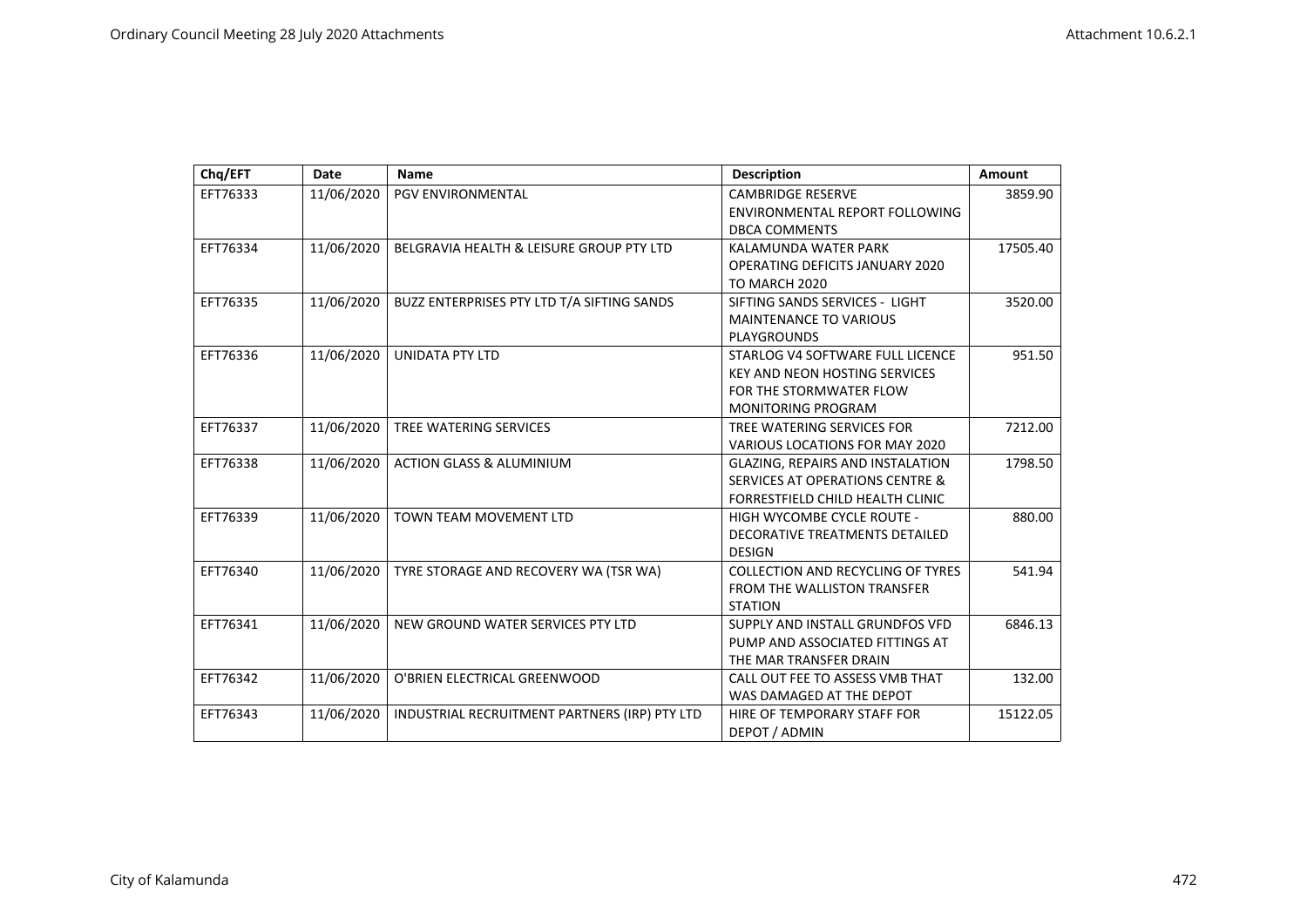| Chq/EFT | Date | Name | Description | Amount |
|---|---|---|---|---|
| EFT76333 | 11/06/2020 | PGV ENVIRONMENTAL | CAMBRIDGE RESERVE ENVIRONMENTAL REPORT FOLLOWING DBCA COMMENTS | 3859.90 |
| EFT76334 | 11/06/2020 | BELGRAVIA HEALTH & LEISURE GROUP PTY LTD | KALAMUNDA WATER PARK OPERATING DEFICITS JANUARY 2020 TO MARCH 2020 | 17505.40 |
| EFT76335 | 11/06/2020 | BUZZ ENTERPRISES PTY LTD T/A SIFTING SANDS | SIFTING SANDS SERVICES - LIGHT MAINTENANCE TO VARIOUS PLAYGROUNDS | 3520.00 |
| EFT76336 | 11/06/2020 | UNIDATA PTY LTD | STARLOG V4 SOFTWARE FULL LICENCE KEY AND NEON HOSTING SERVICES FOR THE STORMWATER FLOW MONITORING PROGRAM | 951.50 |
| EFT76337 | 11/06/2020 | TREE WATERING SERVICES | TREE WATERING SERVICES FOR VARIOUS LOCATIONS FOR MAY 2020 | 7212.00 |
| EFT76338 | 11/06/2020 | ACTION GLASS & ALUMINIUM | GLAZING, REPAIRS AND INSTALATION SERVICES AT OPERATIONS CENTRE & FORRESTFIELD CHILD HEALTH CLINIC | 1798.50 |
| EFT76339 | 11/06/2020 | TOWN TEAM MOVEMENT LTD | HIGH WYCOMBE CYCLE ROUTE - DECORATIVE TREATMENTS DETAILED DESIGN | 880.00 |
| EFT76340 | 11/06/2020 | TYRE STORAGE AND RECOVERY WA (TSR WA) | COLLECTION AND RECYCLING OF TYRES FROM THE WALLISTON TRANSFER STATION | 541.94 |
| EFT76341 | 11/06/2020 | NEW GROUND WATER SERVICES PTY LTD | SUPPLY AND INSTALL GRUNDFOS VFD PUMP AND ASSOCIATED FITTINGS AT THE MAR TRANSFER DRAIN | 6846.13 |
| EFT76342 | 11/06/2020 | O'BRIEN ELECTRICAL GREENWOOD | CALL OUT FEE TO ASSESS VMB THAT WAS DAMAGED AT THE DEPOT | 132.00 |
| EFT76343 | 11/06/2020 | INDUSTRIAL RECRUITMENT PARTNERS (IRP) PTY LTD | HIRE OF TEMPORARY STAFF FOR DEPOT / ADMIN | 15122.05 |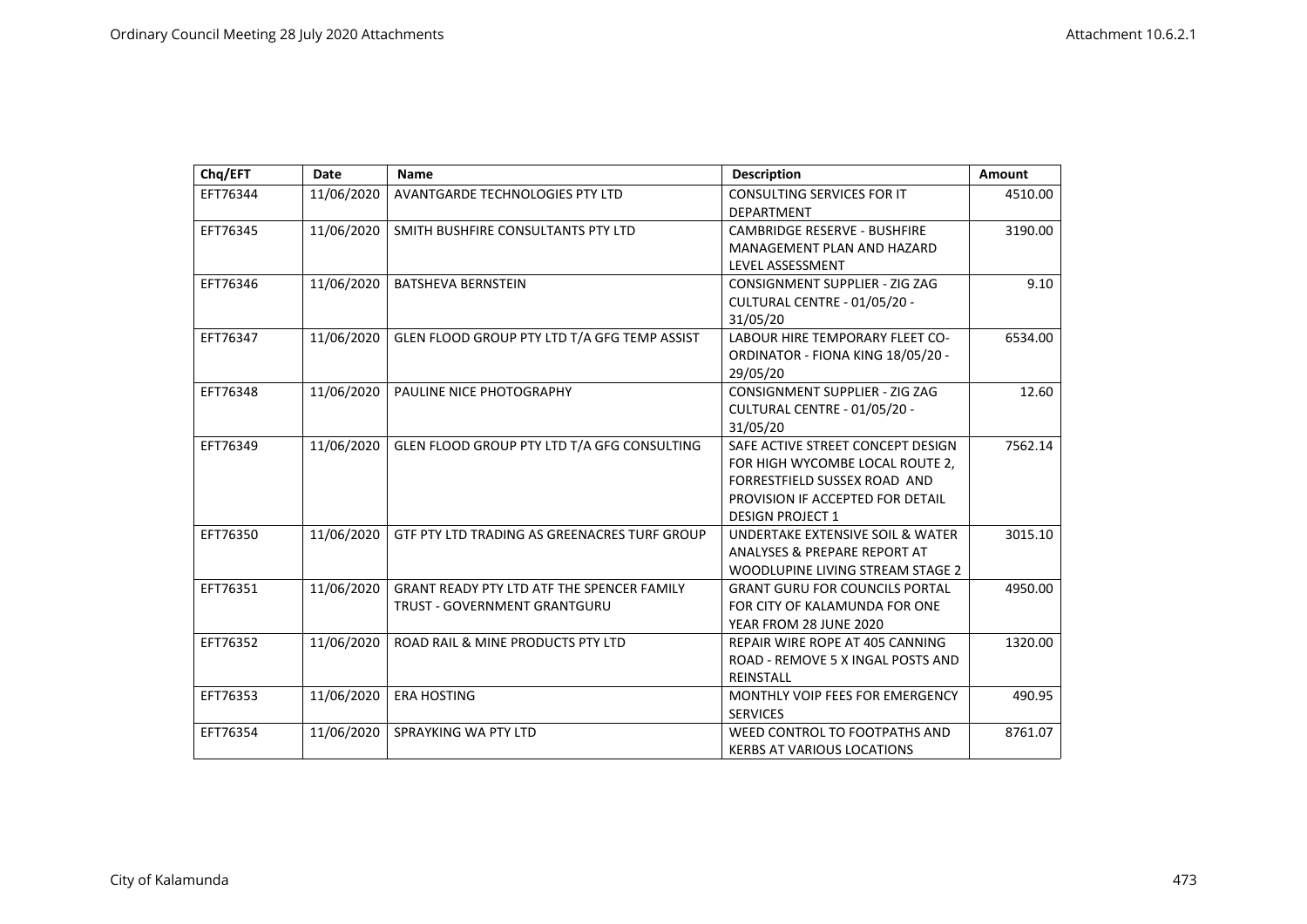| Chq/EFT | Date | Name | Description | Amount |
| --- | --- | --- | --- | --- |
| EFT76344 | 11/06/2020 | AVANTGARDE TECHNOLOGIES PTY LTD | CONSULTING SERVICES FOR IT DEPARTMENT | 4510.00 |
| EFT76345 | 11/06/2020 | SMITH BUSHFIRE CONSULTANTS PTY LTD | CAMBRIDGE RESERVE - BUSHFIRE MANAGEMENT PLAN AND HAZARD LEVEL ASSESSMENT | 3190.00 |
| EFT76346 | 11/06/2020 | BATSHEVA BERNSTEIN | CONSIGNMENT SUPPLIER - ZIG ZAG CULTURAL CENTRE - 01/05/20 - 31/05/20 | 9.10 |
| EFT76347 | 11/06/2020 | GLEN FLOOD GROUP PTY LTD T/A GFG TEMP ASSIST | LABOUR HIRE TEMPORARY FLEET CO-ORDINATOR - FIONA KING 18/05/20 - 29/05/20 | 6534.00 |
| EFT76348 | 11/06/2020 | PAULINE NICE PHOTOGRAPHY | CONSIGNMENT SUPPLIER - ZIG ZAG CULTURAL CENTRE - 01/05/20 - 31/05/20 | 12.60 |
| EFT76349 | 11/06/2020 | GLEN FLOOD GROUP PTY LTD T/A GFG CONSULTING | SAFE ACTIVE STREET CONCEPT DESIGN FOR HIGH WYCOMBE LOCAL ROUTE 2, FORRESTFIELD SUSSEX ROAD AND PROVISION IF ACCEPTED FOR DETAIL DESIGN PROJECT 1 | 7562.14 |
| EFT76350 | 11/06/2020 | GTF PTY LTD TRADING AS GREENACRES TURF GROUP | UNDERTAKE EXTENSIVE SOIL & WATER ANALYSES & PREPARE REPORT AT WOODLUPINE LIVING STREAM STAGE 2 | 3015.10 |
| EFT76351 | 11/06/2020 | GRANT READY PTY LTD ATF THE SPENCER FAMILY TRUST - GOVERNMENT GRANTGURU | GRANT GURU FOR COUNCILS PORTAL FOR CITY OF KALAMUNDA FOR ONE YEAR FROM 28 JUNE 2020 | 4950.00 |
| EFT76352 | 11/06/2020 | ROAD RAIL & MINE PRODUCTS PTY LTD | REPAIR WIRE ROPE AT 405 CANNING ROAD - REMOVE 5 X INGAL POSTS AND REINSTALL | 1320.00 |
| EFT76353 | 11/06/2020 | ERA HOSTING | MONTHLY VOIP FEES FOR EMERGENCY SERVICES | 490.95 |
| EFT76354 | 11/06/2020 | SPRAYKING WA PTY LTD | WEED CONTROL TO FOOTPATHS AND KERBS AT VARIOUS LOCATIONS | 8761.07 |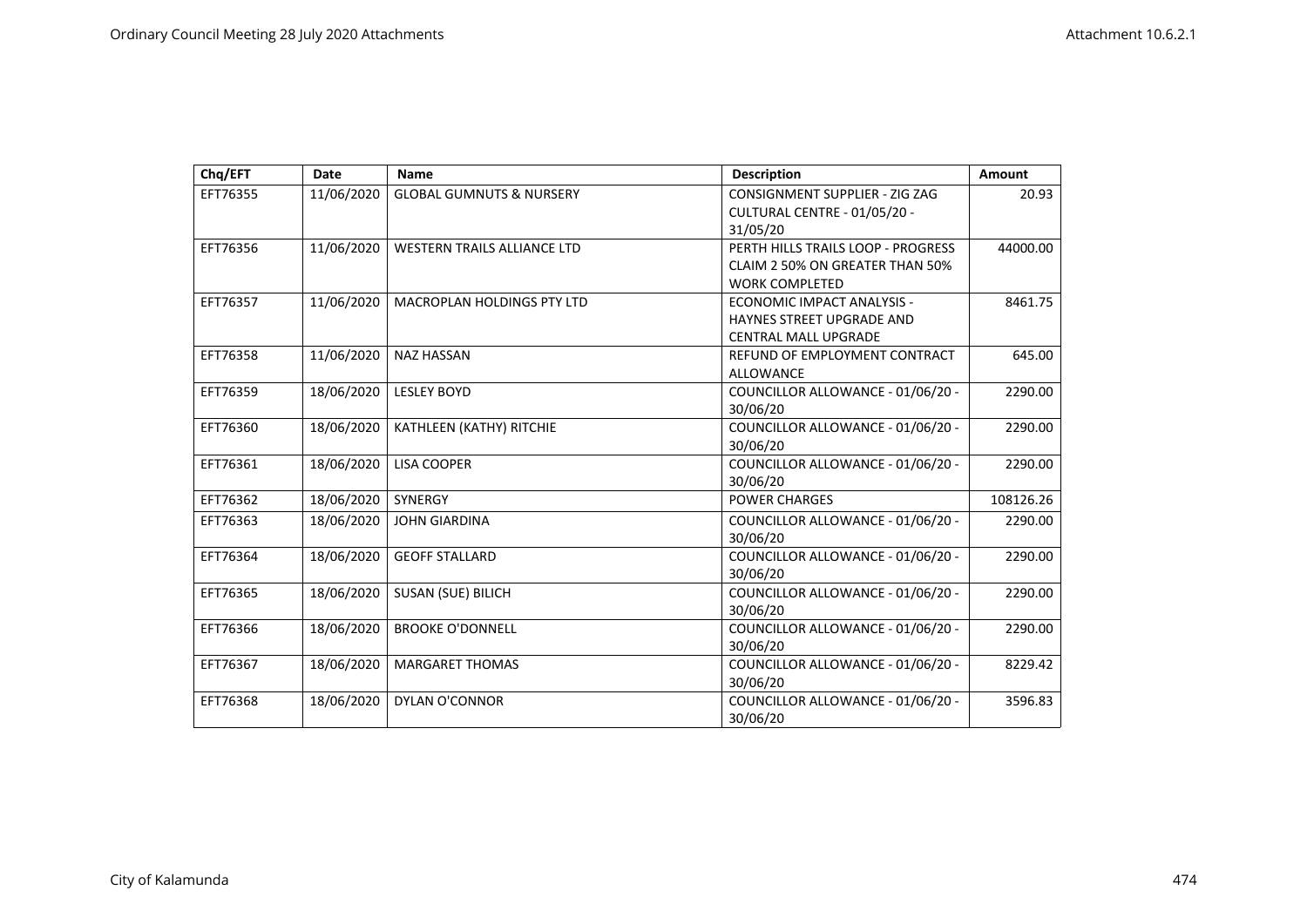| Chq/EFT | Date | Name | Description | Amount |
|---|---|---|---|---|
| EFT76355 | 11/06/2020 | GLOBAL GUMNUTS & NURSERY | CONSIGNMENT SUPPLIER - ZIG ZAG CULTURAL CENTRE - 01/05/20 - 31/05/20 | 20.93 |
| EFT76356 | 11/06/2020 | WESTERN TRAILS ALLIANCE LTD | PERTH HILLS TRAILS LOOP - PROGRESS CLAIM 2 50% ON GREATER THAN 50% WORK COMPLETED | 44000.00 |
| EFT76357 | 11/06/2020 | MACROPLAN HOLDINGS PTY LTD | ECONOMIC IMPACT ANALYSIS - HAYNES STREET UPGRADE AND CENTRAL MALL UPGRADE | 8461.75 |
| EFT76358 | 11/06/2020 | NAZ HASSAN | REFUND OF EMPLOYMENT CONTRACT ALLOWANCE | 645.00 |
| EFT76359 | 18/06/2020 | LESLEY BOYD | COUNCILLOR ALLOWANCE - 01/06/20 - 30/06/20 | 2290.00 |
| EFT76360 | 18/06/2020 | KATHLEEN (KATHY) RITCHIE | COUNCILLOR ALLOWANCE - 01/06/20 - 30/06/20 | 2290.00 |
| EFT76361 | 18/06/2020 | LISA COOPER | COUNCILLOR ALLOWANCE - 01/06/20 - 30/06/20 | 2290.00 |
| EFT76362 | 18/06/2020 | SYNERGY | POWER CHARGES | 108126.26 |
| EFT76363 | 18/06/2020 | JOHN GIARDINA | COUNCILLOR ALLOWANCE - 01/06/20 - 30/06/20 | 2290.00 |
| EFT76364 | 18/06/2020 | GEOFF STALLARD | COUNCILLOR ALLOWANCE - 01/06/20 - 30/06/20 | 2290.00 |
| EFT76365 | 18/06/2020 | SUSAN (SUE) BILICH | COUNCILLOR ALLOWANCE - 01/06/20 - 30/06/20 | 2290.00 |
| EFT76366 | 18/06/2020 | BROOKE O'DONNELL | COUNCILLOR ALLOWANCE - 01/06/20 - 30/06/20 | 2290.00 |
| EFT76367 | 18/06/2020 | MARGARET THOMAS | COUNCILLOR ALLOWANCE - 01/06/20 - 30/06/20 | 8229.42 |
| EFT76368 | 18/06/2020 | DYLAN O'CONNOR | COUNCILLOR ALLOWANCE - 01/06/20 - 30/06/20 | 3596.83 |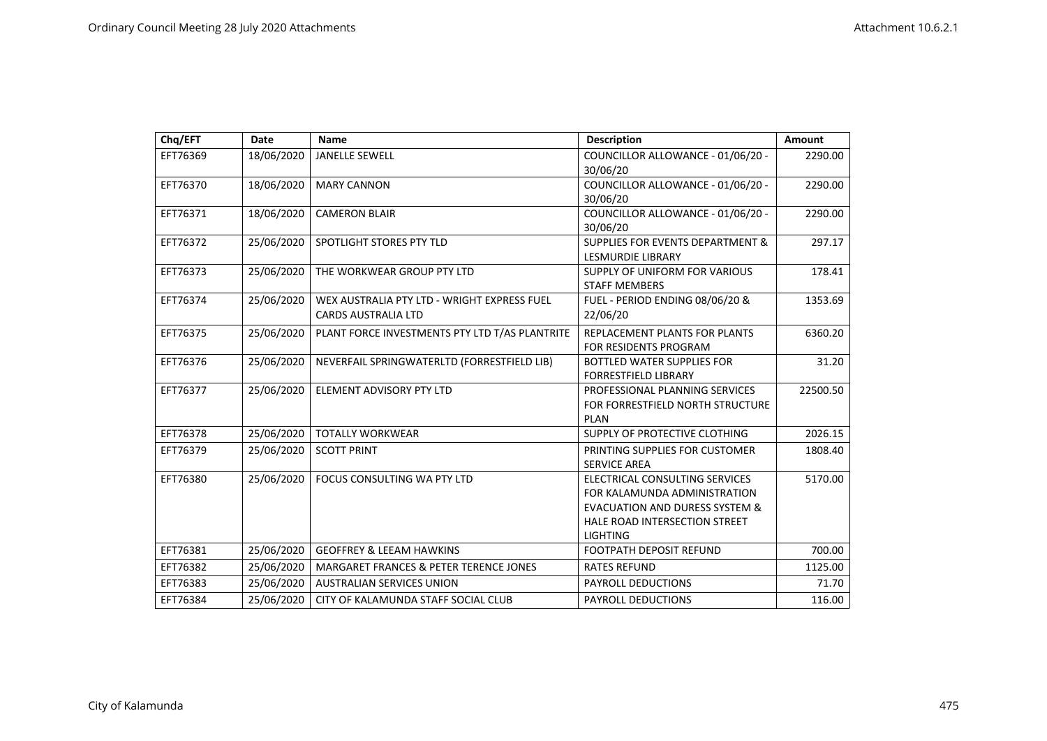| Chq/EFT | Date | Name | Description | Amount |
|---|---|---|---|---|
| EFT76369 | 18/06/2020 | JANELLE SEWELL | COUNCILLOR ALLOWANCE - 01/06/20 - 30/06/20 | 2290.00 |
| EFT76370 | 18/06/2020 | MARY CANNON | COUNCILLOR ALLOWANCE - 01/06/20 - 30/06/20 | 2290.00 |
| EFT76371 | 18/06/2020 | CAMERON BLAIR | COUNCILLOR ALLOWANCE - 01/06/20 - 30/06/20 | 2290.00 |
| EFT76372 | 25/06/2020 | SPOTLIGHT STORES PTY TLD | SUPPLIES FOR EVENTS DEPARTMENT & LESMURDIE LIBRARY | 297.17 |
| EFT76373 | 25/06/2020 | THE WORKWEAR GROUP PTY LTD | SUPPLY OF UNIFORM FOR VARIOUS STAFF MEMBERS | 178.41 |
| EFT76374 | 25/06/2020 | WEX AUSTRALIA PTY LTD - WRIGHT EXPRESS FUEL CARDS AUSTRALIA LTD | FUEL - PERIOD ENDING 08/06/20 & 22/06/20 | 1353.69 |
| EFT76375 | 25/06/2020 | PLANT FORCE INVESTMENTS PTY LTD T/AS PLANTRITE | REPLACEMENT PLANTS FOR PLANTS FOR RESIDENTS PROGRAM | 6360.20 |
| EFT76376 | 25/06/2020 | NEVERFAIL SPRINGWATERLTD (FORRESTFIELD LIB) | BOTTLED WATER SUPPLIES FOR FORRESTFIELD LIBRARY | 31.20 |
| EFT76377 | 25/06/2020 | ELEMENT ADVISORY PTY LTD | PROFESSIONAL PLANNING SERVICES FOR FORRESTFIELD NORTH STRUCTURE PLAN | 22500.50 |
| EFT76378 | 25/06/2020 | TOTALLY WORKWEAR | SUPPLY OF PROTECTIVE CLOTHING | 2026.15 |
| EFT76379 | 25/06/2020 | SCOTT PRINT | PRINTING SUPPLIES FOR CUSTOMER SERVICE AREA | 1808.40 |
| EFT76380 | 25/06/2020 | FOCUS CONSULTING WA PTY LTD | ELECTRICAL CONSULTING SERVICES FOR KALAMUNDA ADMINISTRATION EVACUATION AND DURESS SYSTEM & HALE ROAD INTERSECTION STREET LIGHTING | 5170.00 |
| EFT76381 | 25/06/2020 | GEOFFREY & LEEAM HAWKINS | FOOTPATH DEPOSIT REFUND | 700.00 |
| EFT76382 | 25/06/2020 | MARGARET FRANCES & PETER TERENCE JONES | RATES REFUND | 1125.00 |
| EFT76383 | 25/06/2020 | AUSTRALIAN SERVICES UNION | PAYROLL DEDUCTIONS | 71.70 |
| EFT76384 | 25/06/2020 | CITY OF KALAMUNDA STAFF SOCIAL CLUB | PAYROLL DEDUCTIONS | 116.00 |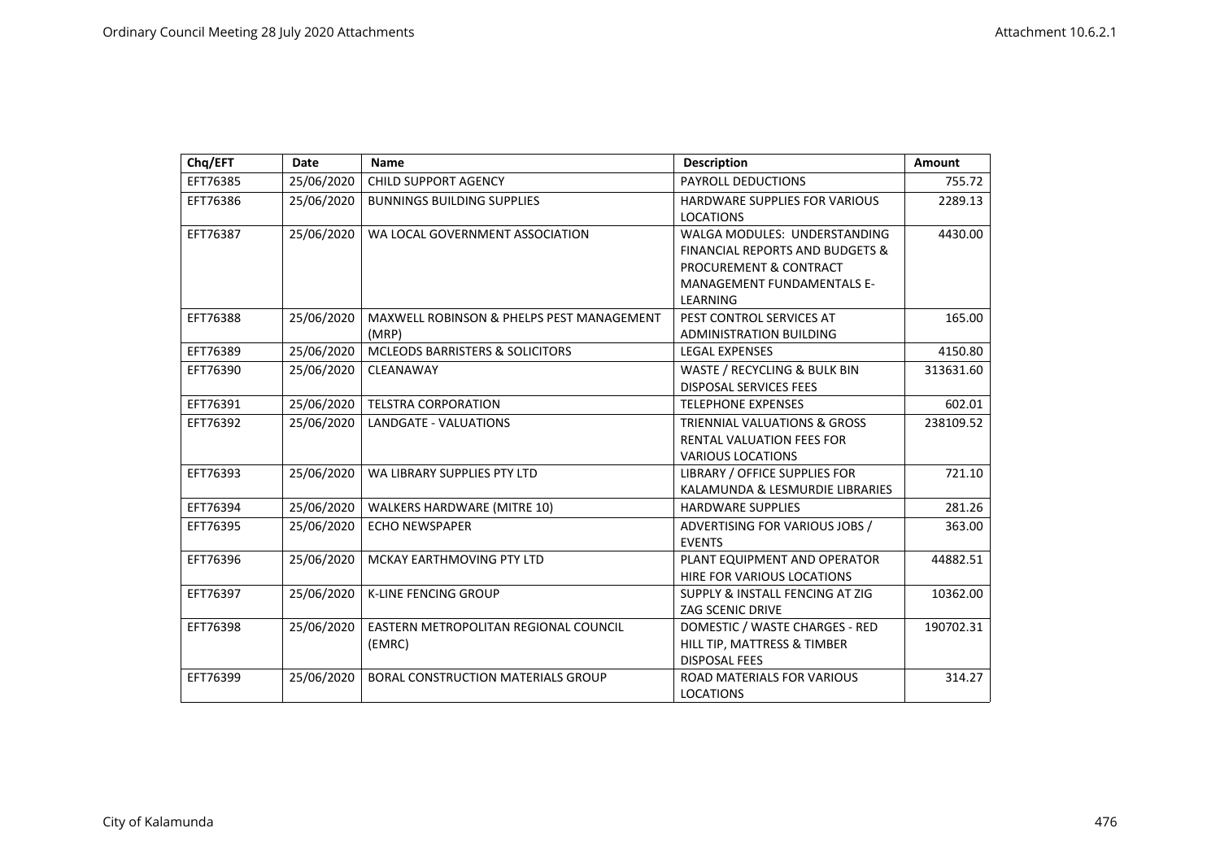| Chq/EFT | Date | Name | Description | Amount |
|---|---|---|---|---|
| EFT76385 | 25/06/2020 | CHILD SUPPORT AGENCY | PAYROLL DEDUCTIONS | 755.72 |
| EFT76386 | 25/06/2020 | BUNNINGS BUILDING SUPPLIES | HARDWARE SUPPLIES FOR VARIOUS LOCATIONS | 2289.13 |
| EFT76387 | 25/06/2020 | WA LOCAL GOVERNMENT ASSOCIATION | WALGA MODULES: UNDERSTANDING FINANCIAL REPORTS AND BUDGETS & PROCUREMENT & CONTRACT MANAGEMENT FUNDAMENTALS E-LEARNING | 4430.00 |
| EFT76388 | 25/06/2020 | MAXWELL ROBINSON & PHELPS PEST MANAGEMENT (MRP) | PEST CONTROL SERVICES AT ADMINISTRATION BUILDING | 165.00 |
| EFT76389 | 25/06/2020 | MCLEODS BARRISTERS & SOLICITORS | LEGAL EXPENSES | 4150.80 |
| EFT76390 | 25/06/2020 | CLEANAWAY | WASTE / RECYCLING & BULK BIN DISPOSAL SERVICES FEES | 313631.60 |
| EFT76391 | 25/06/2020 | TELSTRA CORPORATION | TELEPHONE EXPENSES | 602.01 |
| EFT76392 | 25/06/2020 | LANDGATE - VALUATIONS | TRIENNIAL VALUATIONS & GROSS RENTAL VALUATION FEES FOR VARIOUS LOCATIONS | 238109.52 |
| EFT76393 | 25/06/2020 | WA LIBRARY SUPPLIES PTY LTD | LIBRARY / OFFICE SUPPLIES FOR KALAMUNDA & LESMURDIE LIBRARIES | 721.10 |
| EFT76394 | 25/06/2020 | WALKERS HARDWARE (MITRE 10) | HARDWARE SUPPLIES | 281.26 |
| EFT76395 | 25/06/2020 | ECHO NEWSPAPER | ADVERTISING FOR VARIOUS JOBS / EVENTS | 363.00 |
| EFT76396 | 25/06/2020 | MCKAY EARTHMOVING PTY LTD | PLANT EQUIPMENT AND OPERATOR HIRE FOR VARIOUS LOCATIONS | 44882.51 |
| EFT76397 | 25/06/2020 | K-LINE FENCING GROUP | SUPPLY & INSTALL FENCING AT ZIG ZAG SCENIC DRIVE | 10362.00 |
| EFT76398 | 25/06/2020 | EASTERN METROPOLITAN REGIONAL COUNCIL (EMRC) | DOMESTIC / WASTE CHARGES - RED HILL TIP, MATTRESS & TIMBER DISPOSAL FEES | 190702.31 |
| EFT76399 | 25/06/2020 | BORAL CONSTRUCTION MATERIALS GROUP | ROAD MATERIALS FOR VARIOUS LOCATIONS | 314.27 |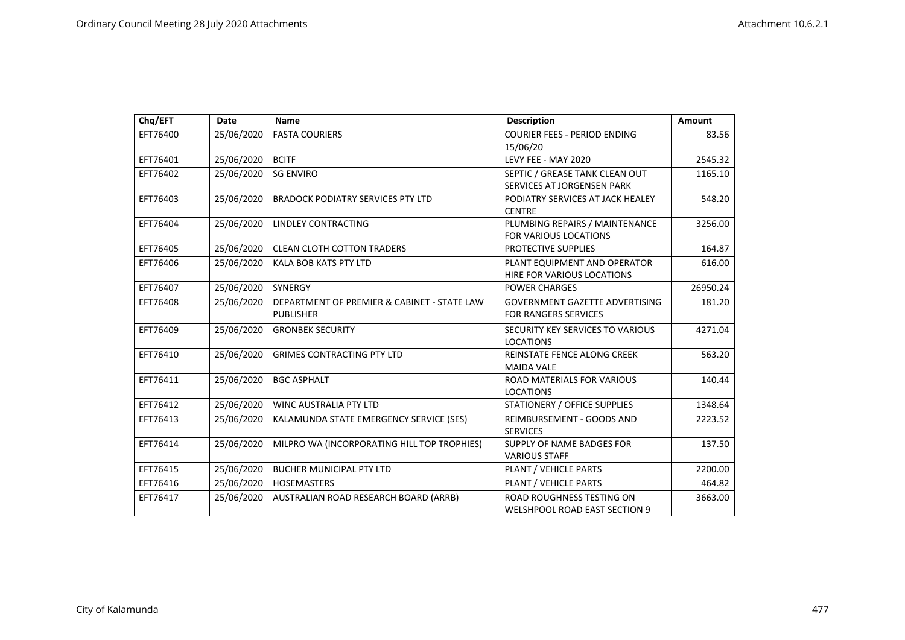| Chq/EFT | Date | Name | Description | Amount |
|---|---|---|---|---|
| EFT76400 | 25/06/2020 | FASTA COURIERS | COURIER FEES - PERIOD ENDING 15/06/20 | 83.56 |
| EFT76401 | 25/06/2020 | BCITF | LEVY FEE - MAY 2020 | 2545.32 |
| EFT76402 | 25/06/2020 | SG ENVIRO | SEPTIC / GREASE TANK CLEAN OUT SERVICES AT JORGENSEN PARK | 1165.10 |
| EFT76403 | 25/06/2020 | BRADOCK PODIATRY SERVICES PTY LTD | PODIATRY SERVICES AT JACK HEALEY CENTRE | 548.20 |
| EFT76404 | 25/06/2020 | LINDLEY CONTRACTING | PLUMBING REPAIRS / MAINTENANCE FOR VARIOUS LOCATIONS | 3256.00 |
| EFT76405 | 25/06/2020 | CLEAN CLOTH COTTON TRADERS | PROTECTIVE SUPPLIES | 164.87 |
| EFT76406 | 25/06/2020 | KALA BOB KATS PTY LTD | PLANT EQUIPMENT AND OPERATOR HIRE FOR VARIOUS LOCATIONS | 616.00 |
| EFT76407 | 25/06/2020 | SYNERGY | POWER CHARGES | 26950.24 |
| EFT76408 | 25/06/2020 | DEPARTMENT OF PREMIER & CABINET - STATE LAW PUBLISHER | GOVERNMENT GAZETTE ADVERTISING FOR RANGERS SERVICES | 181.20 |
| EFT76409 | 25/06/2020 | GRONBEK SECURITY | SECURITY KEY SERVICES TO VARIOUS LOCATIONS | 4271.04 |
| EFT76410 | 25/06/2020 | GRIMES CONTRACTING PTY LTD | REINSTATE FENCE ALONG CREEK MAIDA VALE | 563.20 |
| EFT76411 | 25/06/2020 | BGC ASPHALT | ROAD MATERIALS FOR VARIOUS LOCATIONS | 140.44 |
| EFT76412 | 25/06/2020 | WINC AUSTRALIA PTY LTD | STATIONERY / OFFICE SUPPLIES | 1348.64 |
| EFT76413 | 25/06/2020 | KALAMUNDA STATE EMERGENCY SERVICE (SES) | REIMBURSEMENT - GOODS AND SERVICES | 2223.52 |
| EFT76414 | 25/06/2020 | MILPRO WA (INCORPORATING HILL TOP TROPHIES) | SUPPLY OF NAME BADGES FOR VARIOUS STAFF | 137.50 |
| EFT76415 | 25/06/2020 | BUCHER MUNICIPAL PTY LTD | PLANT / VEHICLE PARTS | 2200.00 |
| EFT76416 | 25/06/2020 | HOSEMASTERS | PLANT / VEHICLE PARTS | 464.82 |
| EFT76417 | 25/06/2020 | AUSTRALIAN ROAD RESEARCH BOARD (ARRB) | ROAD ROUGHNESS TESTING ON WELSHPOOL ROAD EAST SECTION 9 | 3663.00 |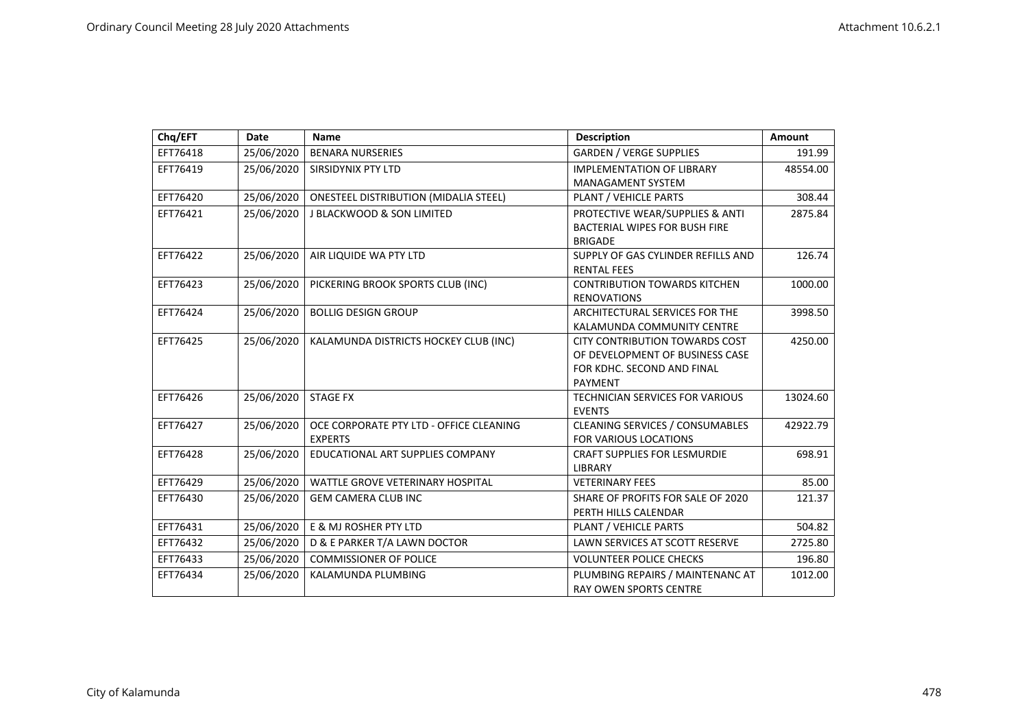| Chq/EFT | Date | Name | Description | Amount |
|---|---|---|---|---|
| EFT76418 | 25/06/2020 | BENARA NURSERIES | GARDEN / VERGE SUPPLIES | 191.99 |
| EFT76419 | 25/06/2020 | SIRSIDYNIX PTY LTD | IMPLEMENTATION OF LIBRARY MANAGAMENT SYSTEM | 48554.00 |
| EFT76420 | 25/06/2020 | ONESTEEL DISTRIBUTION (MIDALIA STEEL) | PLANT / VEHICLE PARTS | 308.44 |
| EFT76421 | 25/06/2020 | J BLACKWOOD & SON LIMITED | PROTECTIVE WEAR/SUPPLIES & ANTI BACTERIAL WIPES FOR BUSH FIRE BRIGADE | 2875.84 |
| EFT76422 | 25/06/2020 | AIR LIQUIDE WA PTY LTD | SUPPLY OF GAS CYLINDER REFILLS AND RENTAL FEES | 126.74 |
| EFT76423 | 25/06/2020 | PICKERING BROOK SPORTS CLUB (INC) | CONTRIBUTION TOWARDS KITCHEN RENOVATIONS | 1000.00 |
| EFT76424 | 25/06/2020 | BOLLIG DESIGN GROUP | ARCHITECTURAL SERVICES FOR THE KALAMUNDA COMMUNITY CENTRE | 3998.50 |
| EFT76425 | 25/06/2020 | KALAMUNDA DISTRICTS HOCKEY CLUB (INC) | CITY CONTRIBUTION TOWARDS COST OF DEVELOPMENT OF BUSINESS CASE FOR KDHC. SECOND AND FINAL PAYMENT | 4250.00 |
| EFT76426 | 25/06/2020 | STAGE FX | TECHNICIAN SERVICES FOR VARIOUS EVENTS | 13024.60 |
| EFT76427 | 25/06/2020 | OCE CORPORATE PTY LTD - OFFICE CLEANING EXPERTS | CLEANING SERVICES / CONSUMABLES FOR VARIOUS LOCATIONS | 42922.79 |
| EFT76428 | 25/06/2020 | EDUCATIONAL ART SUPPLIES COMPANY | CRAFT SUPPLIES FOR LESMURDIE LIBRARY | 698.91 |
| EFT76429 | 25/06/2020 | WATTLE GROVE VETERINARY HOSPITAL | VETERINARY FEES | 85.00 |
| EFT76430 | 25/06/2020 | GEM CAMERA CLUB INC | SHARE OF PROFITS FOR SALE OF 2020 PERTH HILLS CALENDAR | 121.37 |
| EFT76431 | 25/06/2020 | E & MJ ROSHER PTY LTD | PLANT / VEHICLE PARTS | 504.82 |
| EFT76432 | 25/06/2020 | D & E PARKER T/A LAWN DOCTOR | LAWN SERVICES AT SCOTT RESERVE | 2725.80 |
| EFT76433 | 25/06/2020 | COMMISSIONER OF POLICE | VOLUNTEER POLICE CHECKS | 196.80 |
| EFT76434 | 25/06/2020 | KALAMUNDA PLUMBING | PLUMBING REPAIRS / MAINTENANC AT RAY OWEN SPORTS CENTRE | 1012.00 |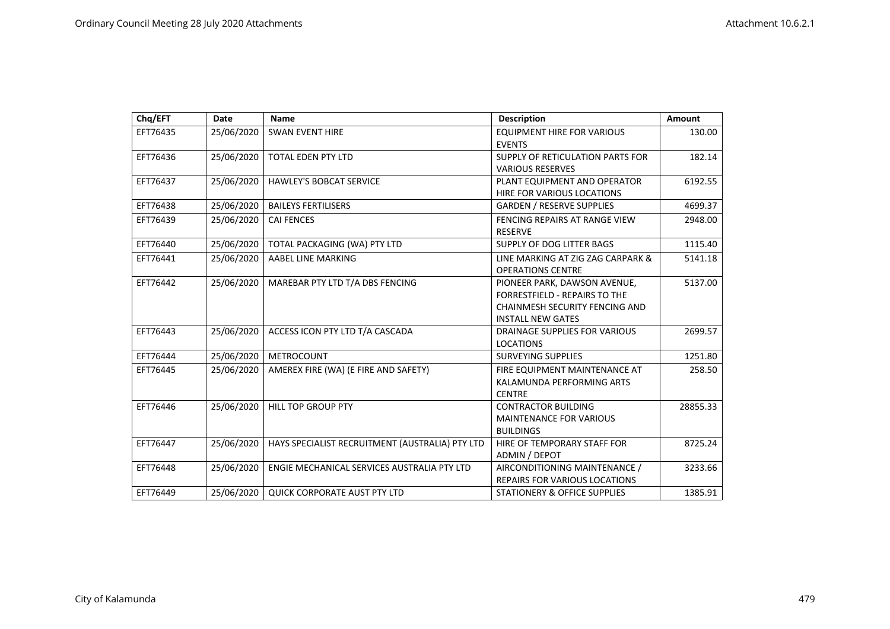| Chq/EFT | Date | Name | Description | Amount |
|---|---|---|---|---|
| EFT76435 | 25/06/2020 | SWAN EVENT HIRE | EQUIPMENT HIRE FOR VARIOUS EVENTS | 130.00 |
| EFT76436 | 25/06/2020 | TOTAL EDEN PTY LTD | SUPPLY OF RETICULATION PARTS FOR VARIOUS RESERVES | 182.14 |
| EFT76437 | 25/06/2020 | HAWLEY'S BOBCAT SERVICE | PLANT EQUIPMENT AND OPERATOR HIRE FOR VARIOUS LOCATIONS | 6192.55 |
| EFT76438 | 25/06/2020 | BAILEYS FERTILISERS | GARDEN / RESERVE SUPPLIES | 4699.37 |
| EFT76439 | 25/06/2020 | CAI FENCES | FENCING REPAIRS AT RANGE VIEW RESERVE | 2948.00 |
| EFT76440 | 25/06/2020 | TOTAL PACKAGING (WA) PTY LTD | SUPPLY OF DOG LITTER BAGS | 1115.40 |
| EFT76441 | 25/06/2020 | AABEL LINE MARKING | LINE MARKING AT ZIG ZAG CARPARK & OPERATIONS CENTRE | 5141.18 |
| EFT76442 | 25/06/2020 | MAREBAR PTY LTD T/A DBS FENCING | PIONEER PARK, DAWSON AVENUE, FORRESTFIELD - REPAIRS TO THE CHAINMESH SECURITY FENCING AND INSTALL NEW GATES | 5137.00 |
| EFT76443 | 25/06/2020 | ACCESS ICON PTY LTD T/A CASCADA | DRAINAGE SUPPLIES FOR VARIOUS LOCATIONS | 2699.57 |
| EFT76444 | 25/06/2020 | METROCOUNT | SURVEYING SUPPLIES | 1251.80 |
| EFT76445 | 25/06/2020 | AMEREX FIRE (WA) (E FIRE AND SAFETY) | FIRE EQUIPMENT MAINTENANCE AT KALAMUNDA PERFORMING ARTS CENTRE | 258.50 |
| EFT76446 | 25/06/2020 | HILL TOP GROUP PTY | CONTRACTOR BUILDING MAINTENANCE FOR VARIOUS BUILDINGS | 28855.33 |
| EFT76447 | 25/06/2020 | HAYS SPECIALIST RECRUITMENT (AUSTRALIA) PTY LTD | HIRE OF TEMPORARY STAFF FOR ADMIN / DEPOT | 8725.24 |
| EFT76448 | 25/06/2020 | ENGIE MECHANICAL SERVICES AUSTRALIA PTY LTD | AIRCONDITIONING MAINTENANCE / REPAIRS FOR VARIOUS LOCATIONS | 3233.66 |
| EFT76449 | 25/06/2020 | QUICK CORPORATE AUST PTY LTD | STATIONERY & OFFICE SUPPLIES | 1385.91 |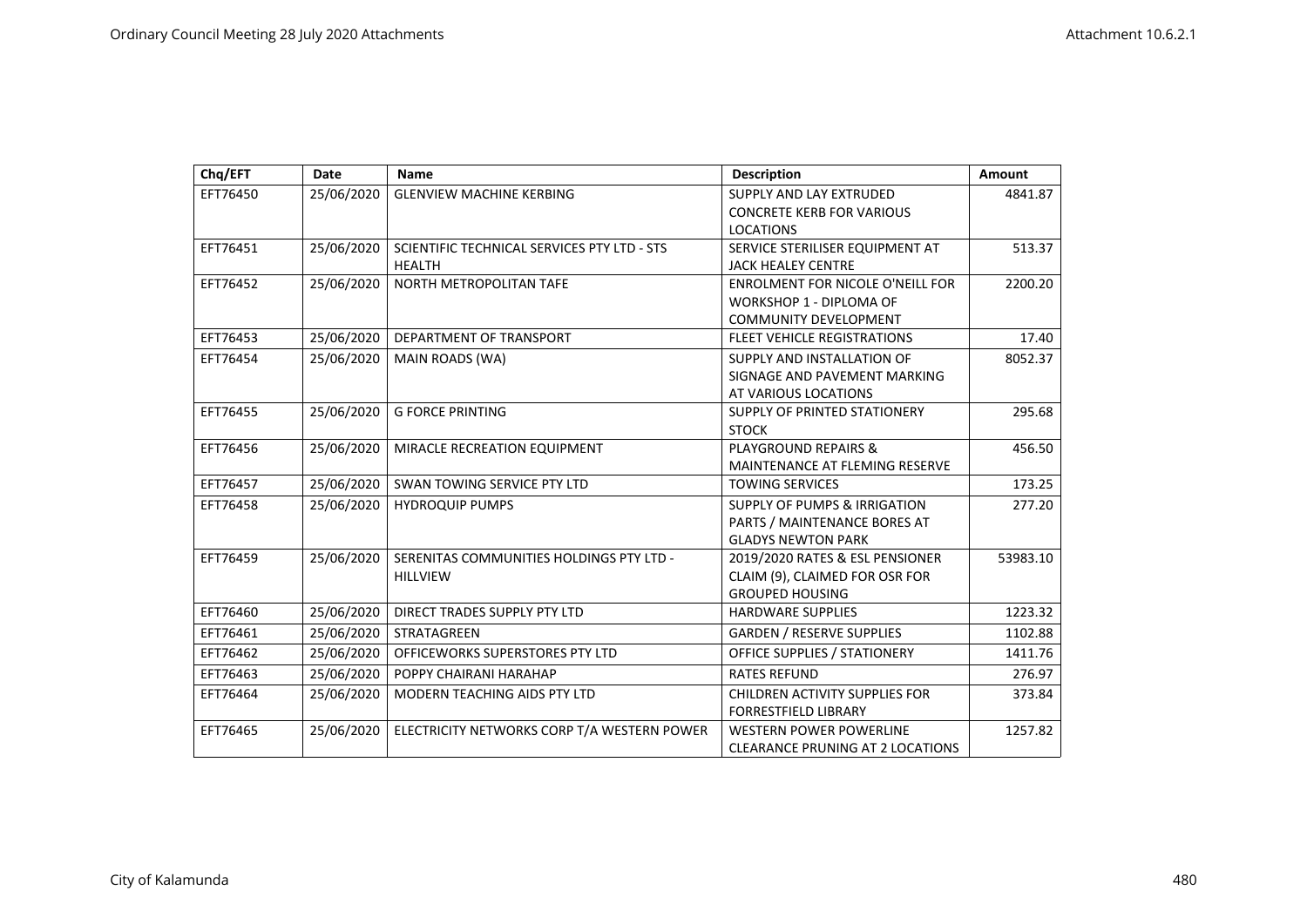| Chq/EFT | Date | Name | Description | Amount |
|---|---|---|---|---|
| EFT76450 | 25/06/2020 | GLENVIEW MACHINE KERBING | SUPPLY AND LAY EXTRUDED CONCRETE KERB FOR VARIOUS LOCATIONS | 4841.87 |
| EFT76451 | 25/06/2020 | SCIENTIFIC TECHNICAL SERVICES PTY LTD - STS HEALTH | SERVICE STERILISER EQUIPMENT AT JACK HEALEY CENTRE | 513.37 |
| EFT76452 | 25/06/2020 | NORTH METROPOLITAN TAFE | ENROLMENT FOR NICOLE O'NEILL FOR WORKSHOP 1 - DIPLOMA OF COMMUNITY DEVELOPMENT | 2200.20 |
| EFT76453 | 25/06/2020 | DEPARTMENT OF TRANSPORT | FLEET VEHICLE REGISTRATIONS | 17.40 |
| EFT76454 | 25/06/2020 | MAIN ROADS (WA) | SUPPLY AND INSTALLATION OF SIGNAGE AND PAVEMENT MARKING AT VARIOUS LOCATIONS | 8052.37 |
| EFT76455 | 25/06/2020 | G FORCE PRINTING | SUPPLY OF PRINTED STATIONERY STOCK | 295.68 |
| EFT76456 | 25/06/2020 | MIRACLE RECREATION EQUIPMENT | PLAYGROUND REPAIRS & MAINTENANCE AT FLEMING RESERVE | 456.50 |
| EFT76457 | 25/06/2020 | SWAN TOWING SERVICE PTY LTD | TOWING SERVICES | 173.25 |
| EFT76458 | 25/06/2020 | HYDROQUIP PUMPS | SUPPLY OF PUMPS & IRRIGATION PARTS / MAINTENANCE BORES AT GLADYS NEWTON PARK | 277.20 |
| EFT76459 | 25/06/2020 | SERENITAS COMMUNITIES HOLDINGS PTY LTD - HILLVIEW | 2019/2020 RATES & ESL PENSIONER CLAIM (9), CLAIMED FOR OSR FOR GROUPED HOUSING | 53983.10 |
| EFT76460 | 25/06/2020 | DIRECT TRADES SUPPLY PTY LTD | HARDWARE SUPPLIES | 1223.32 |
| EFT76461 | 25/06/2020 | STRATAGREEN | GARDEN / RESERVE SUPPLIES | 1102.88 |
| EFT76462 | 25/06/2020 | OFFICEWORKS SUPERSTORES PTY LTD | OFFICE SUPPLIES / STATIONERY | 1411.76 |
| EFT76463 | 25/06/2020 | POPPY CHAIRANI HARAHAP | RATES REFUND | 276.97 |
| EFT76464 | 25/06/2020 | MODERN TEACHING AIDS PTY LTD | CHILDREN ACTIVITY SUPPLIES FOR FORRESTFIELD LIBRARY | 373.84 |
| EFT76465 | 25/06/2020 | ELECTRICITY NETWORKS CORP T/A WESTERN POWER | WESTERN POWER POWERLINE CLEARANCE PRUNING AT 2 LOCATIONS | 1257.82 |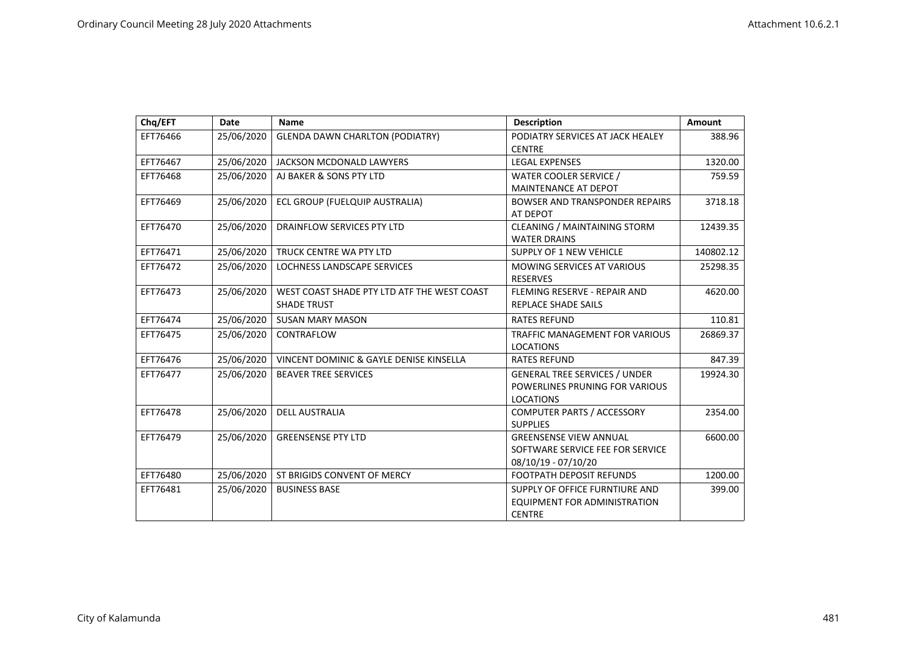| Chq/EFT | Date | Name | Description | Amount |
|---|---|---|---|---|
| EFT76466 | 25/06/2020 | GLENDA DAWN CHARLTON (PODIATRY) | PODIATRY SERVICES AT JACK HEALEY CENTRE | 388.96 |
| EFT76467 | 25/06/2020 | JACKSON MCDONALD LAWYERS | LEGAL EXPENSES | 1320.00 |
| EFT76468 | 25/06/2020 | AJ BAKER & SONS PTY LTD | WATER COOLER SERVICE / MAINTENANCE AT DEPOT | 759.59 |
| EFT76469 | 25/06/2020 | ECL GROUP (FUELQUIP AUSTRALIA) | BOWSER AND TRANSPONDER REPAIRS AT DEPOT | 3718.18 |
| EFT76470 | 25/06/2020 | DRAINFLOW SERVICES PTY LTD | CLEANING / MAINTAINING STORM WATER DRAINS | 12439.35 |
| EFT76471 | 25/06/2020 | TRUCK CENTRE WA PTY LTD | SUPPLY OF 1 NEW VEHICLE | 140802.12 |
| EFT76472 | 25/06/2020 | LOCHNESS LANDSCAPE SERVICES | MOWING SERVICES AT VARIOUS RESERVES | 25298.35 |
| EFT76473 | 25/06/2020 | WEST COAST SHADE PTY LTD ATF THE WEST COAST SHADE TRUST | FLEMING RESERVE - REPAIR AND REPLACE SHADE SAILS | 4620.00 |
| EFT76474 | 25/06/2020 | SUSAN MARY MASON | RATES REFUND | 110.81 |
| EFT76475 | 25/06/2020 | CONTRAFLOW | TRAFFIC MANAGEMENT FOR VARIOUS LOCATIONS | 26869.37 |
| EFT76476 | 25/06/2020 | VINCENT DOMINIC & GAYLE DENISE KINSELLA | RATES REFUND | 847.39 |
| EFT76477 | 25/06/2020 | BEAVER TREE SERVICES | GENERAL TREE SERVICES / UNDER POWERLINES PRUNING FOR VARIOUS LOCATIONS | 19924.30 |
| EFT76478 | 25/06/2020 | DELL AUSTRALIA | COMPUTER PARTS / ACCESSORY SUPPLIES | 2354.00 |
| EFT76479 | 25/06/2020 | GREENSENSE PTY LTD | GREENSENSE VIEW ANNUAL SOFTWARE SERVICE FEE FOR SERVICE 08/10/19 - 07/10/20 | 6600.00 |
| EFT76480 | 25/06/2020 | ST BRIGIDS CONVENT OF MERCY | FOOTPATH DEPOSIT REFUNDS | 1200.00 |
| EFT76481 | 25/06/2020 | BUSINESS BASE | SUPPLY OF OFFICE FURNTIURE AND EQUIPMENT FOR ADMINISTRATION CENTRE | 399.00 |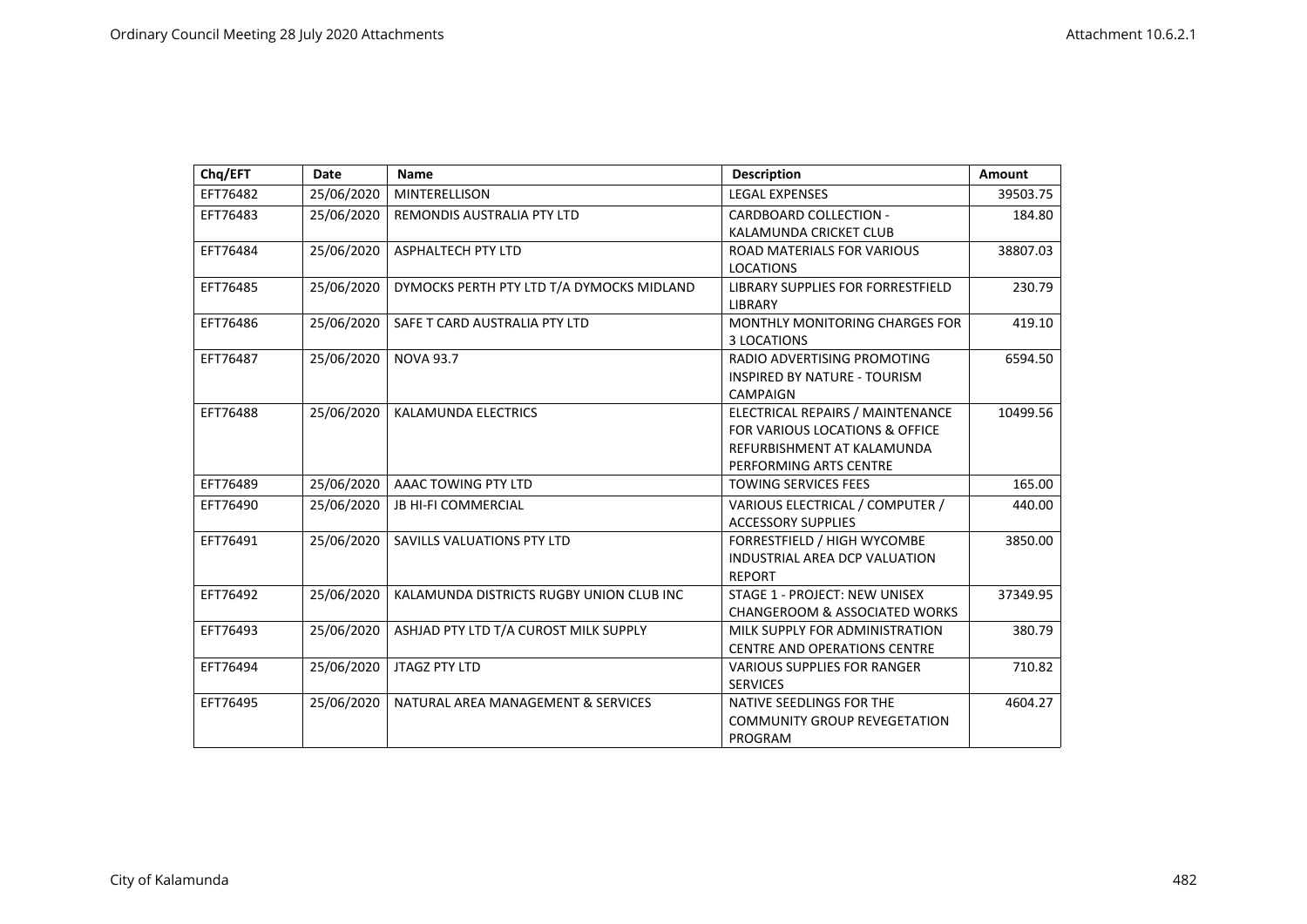| Chq/EFT | Date | Name | Description | Amount |
|---|---|---|---|---|
| EFT76482 | 25/06/2020 | MINTERELLISON | LEGAL EXPENSES | 39503.75 |
| EFT76483 | 25/06/2020 | REMONDIS AUSTRALIA PTY LTD | CARDBOARD COLLECTION - KALAMUNDA CRICKET CLUB | 184.80 |
| EFT76484 | 25/06/2020 | ASPHALTECH PTY LTD | ROAD MATERIALS FOR VARIOUS LOCATIONS | 38807.03 |
| EFT76485 | 25/06/2020 | DYMOCKS PERTH PTY LTD T/A DYMOCKS MIDLAND | LIBRARY SUPPLIES FOR FORRESTFIELD LIBRARY | 230.79 |
| EFT76486 | 25/06/2020 | SAFE T CARD AUSTRALIA PTY LTD | MONTHLY MONITORING CHARGES FOR 3 LOCATIONS | 419.10 |
| EFT76487 | 25/06/2020 | NOVA 93.7 | RADIO ADVERTISING PROMOTING INSPIRED BY NATURE - TOURISM CAMPAIGN | 6594.50 |
| EFT76488 | 25/06/2020 | KALAMUNDA ELECTRICS | ELECTRICAL REPAIRS / MAINTENANCE FOR VARIOUS LOCATIONS & OFFICE REFURBISHMENT AT KALAMUNDA PERFORMING ARTS CENTRE | 10499.56 |
| EFT76489 | 25/06/2020 | AAAC TOWING PTY LTD | TOWING SERVICES FEES | 165.00 |
| EFT76490 | 25/06/2020 | JB HI-FI COMMERCIAL | VARIOUS ELECTRICAL / COMPUTER / ACCESSORY SUPPLIES | 440.00 |
| EFT76491 | 25/06/2020 | SAVILLS VALUATIONS PTY LTD | FORRESTFIELD / HIGH WYCOMBE INDUSTRIAL AREA DCP VALUATION REPORT | 3850.00 |
| EFT76492 | 25/06/2020 | KALAMUNDA DISTRICTS RUGBY UNION CLUB INC | STAGE 1 - PROJECT: NEW UNISEX CHANGEROOM & ASSOCIATED WORKS | 37349.95 |
| EFT76493 | 25/06/2020 | ASHJAD PTY LTD T/A CUROST MILK SUPPLY | MILK SUPPLY FOR ADMINISTRATION CENTRE AND OPERATIONS CENTRE | 380.79 |
| EFT76494 | 25/06/2020 | JTAGZ PTY LTD | VARIOUS SUPPLIES FOR RANGER SERVICES | 710.82 |
| EFT76495 | 25/06/2020 | NATURAL AREA MANAGEMENT & SERVICES | NATIVE SEEDLINGS FOR THE COMMUNITY GROUP REVEGETATION PROGRAM | 4604.27 |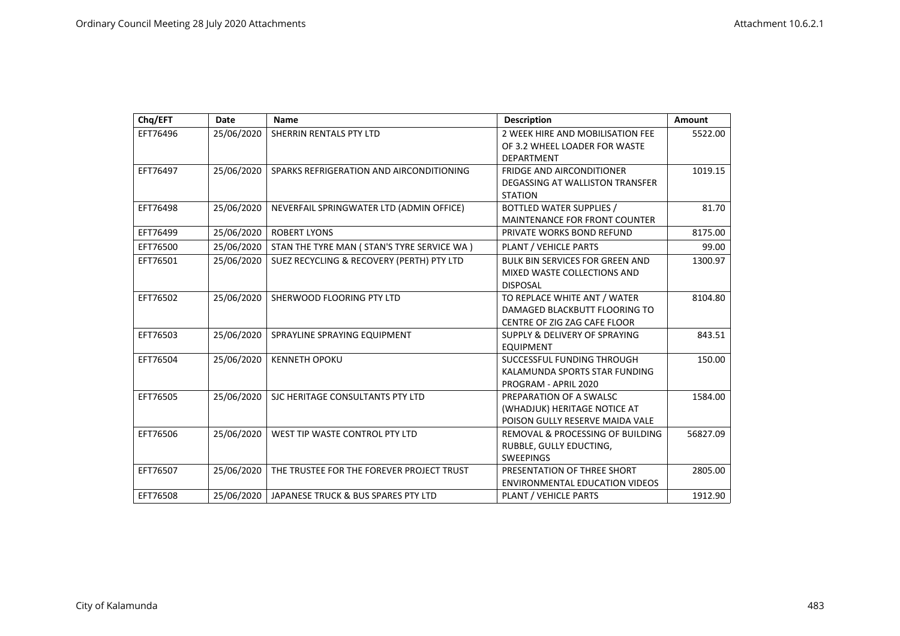| Chq/EFT | Date | Name | Description | Amount |
| --- | --- | --- | --- | --- |
| EFT76496 | 25/06/2020 | SHERRIN RENTALS PTY LTD | 2 WEEK HIRE AND MOBILISATION FEE OF 3.2 WHEEL LOADER FOR WASTE DEPARTMENT | 5522.00 |
| EFT76497 | 25/06/2020 | SPARKS REFRIGERATION AND AIRCONDITIONING | FRIDGE AND AIRCONDITIONER DEGASSING AT WALLISTON TRANSFER STATION | 1019.15 |
| EFT76498 | 25/06/2020 | NEVERFAIL SPRINGWATER LTD (ADMIN OFFICE) | BOTTLED WATER SUPPLIES / MAINTENANCE FOR FRONT COUNTER | 81.70 |
| EFT76499 | 25/06/2020 | ROBERT LYONS | PRIVATE WORKS BOND REFUND | 8175.00 |
| EFT76500 | 25/06/2020 | STAN THE TYRE MAN ( STAN'S TYRE SERVICE WA ) | PLANT / VEHICLE PARTS | 99.00 |
| EFT76501 | 25/06/2020 | SUEZ RECYCLING & RECOVERY (PERTH) PTY LTD | BULK BIN SERVICES FOR GREEN AND MIXED WASTE COLLECTIONS AND DISPOSAL | 1300.97 |
| EFT76502 | 25/06/2020 | SHERWOOD FLOORING PTY LTD | TO REPLACE WHITE ANT / WATER DAMAGED BLACKBUTT FLOORING TO CENTRE OF ZIG ZAG CAFE FLOOR | 8104.80 |
| EFT76503 | 25/06/2020 | SPRAYLINE SPRAYING EQUIPMENT | SUPPLY & DELIVERY OF SPRAYING EQUIPMENT | 843.51 |
| EFT76504 | 25/06/2020 | KENNETH OPOKU | SUCCESSFUL FUNDING THROUGH KALAMUNDA SPORTS STAR FUNDING PROGRAM - APRIL 2020 | 150.00 |
| EFT76505 | 25/06/2020 | SJC HERITAGE CONSULTANTS PTY LTD | PREPARATION OF A SWALSC (WHADJUK) HERITAGE NOTICE AT POISON GULLY RESERVE MAIDA VALE | 1584.00 |
| EFT76506 | 25/06/2020 | WEST TIP WASTE CONTROL PTY LTD | REMOVAL & PROCESSING OF BUILDING RUBBLE, GULLY EDUCTING, SWEEPINGS | 56827.09 |
| EFT76507 | 25/06/2020 | THE TRUSTEE FOR THE FOREVER PROJECT TRUST | PRESENTATION OF THREE SHORT ENVIRONMENTAL EDUCATION VIDEOS | 2805.00 |
| EFT76508 | 25/06/2020 | JAPANESE TRUCK & BUS SPARES PTY LTD | PLANT / VEHICLE PARTS | 1912.90 |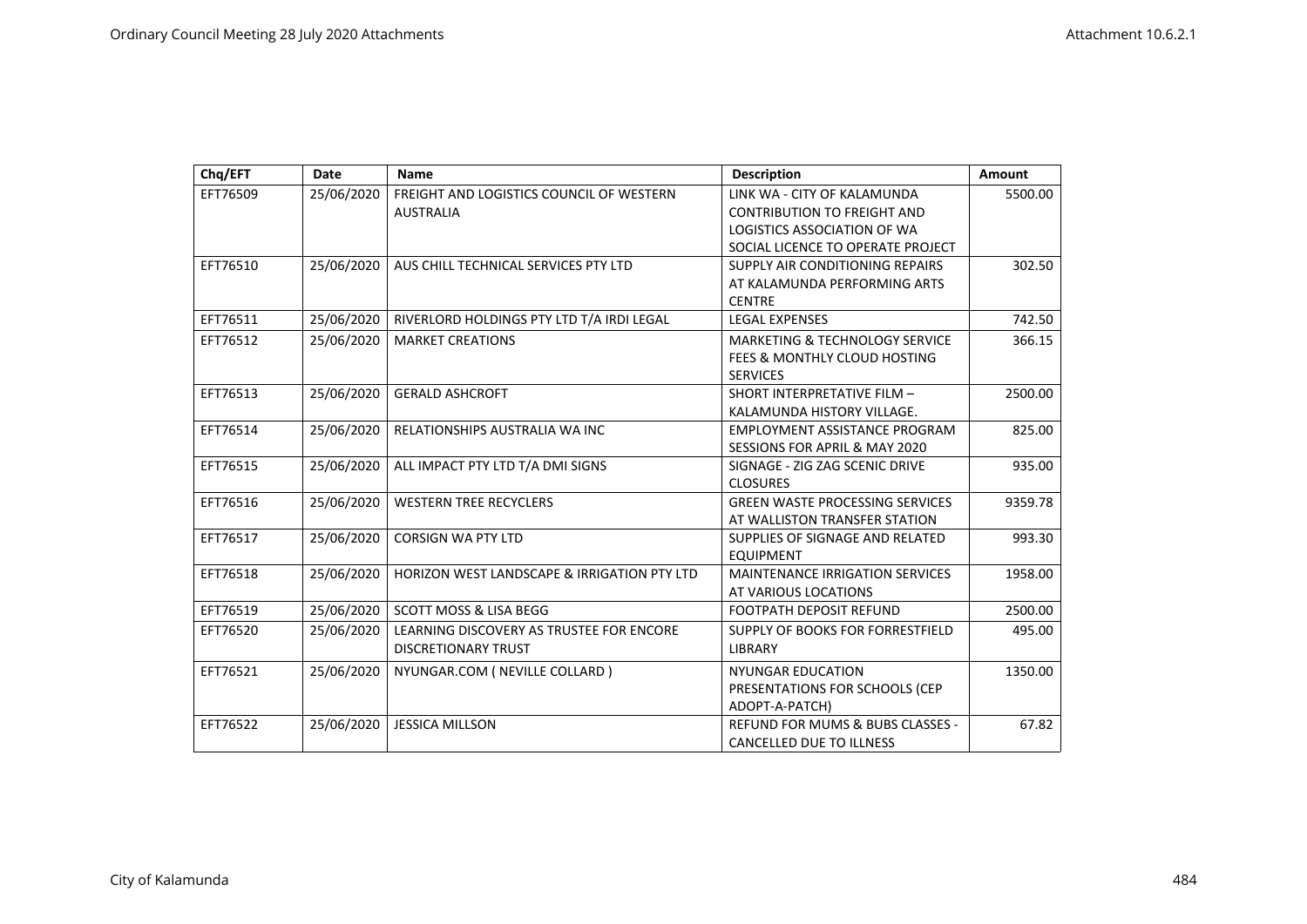| Chq/EFT | Date | Name | Description | Amount |
|---|---|---|---|---|
| EFT76509 | 25/06/2020 | FREIGHT AND LOGISTICS COUNCIL OF WESTERN AUSTRALIA | LINK WA - CITY OF KALAMUNDA CONTRIBUTION TO FREIGHT AND LOGISTICS ASSOCIATION OF WA SOCIAL LICENCE TO OPERATE PROJECT | 5500.00 |
| EFT76510 | 25/06/2020 | AUS CHILL TECHNICAL SERVICES PTY LTD | SUPPLY AIR CONDITIONING REPAIRS AT KALAMUNDA PERFORMING ARTS CENTRE | 302.50 |
| EFT76511 | 25/06/2020 | RIVERLORD HOLDINGS PTY LTD T/A IRDI LEGAL | LEGAL EXPENSES | 742.50 |
| EFT76512 | 25/06/2020 | MARKET CREATIONS | MARKETING & TECHNOLOGY SERVICE FEES & MONTHLY CLOUD HOSTING SERVICES | 366.15 |
| EFT76513 | 25/06/2020 | GERALD ASHCROFT | SHORT INTERPRETATIVE FILM – KALAMUNDA HISTORY VILLAGE. | 2500.00 |
| EFT76514 | 25/06/2020 | RELATIONSHIPS AUSTRALIA WA INC | EMPLOYMENT ASSISTANCE PROGRAM SESSIONS FOR APRIL & MAY 2020 | 825.00 |
| EFT76515 | 25/06/2020 | ALL IMPACT PTY LTD T/A DMI SIGNS | SIGNAGE - ZIG ZAG SCENIC DRIVE CLOSURES | 935.00 |
| EFT76516 | 25/06/2020 | WESTERN TREE RECYCLERS | GREEN WASTE PROCESSING SERVICES AT WALLISTON TRANSFER STATION | 9359.78 |
| EFT76517 | 25/06/2020 | CORSIGN WA PTY LTD | SUPPLIES OF SIGNAGE AND RELATED EQUIPMENT | 993.30 |
| EFT76518 | 25/06/2020 | HORIZON WEST LANDSCAPE & IRRIGATION PTY LTD | MAINTENANCE IRRIGATION SERVICES AT VARIOUS LOCATIONS | 1958.00 |
| EFT76519 | 25/06/2020 | SCOTT MOSS & LISA BEGG | FOOTPATH DEPOSIT REFUND | 2500.00 |
| EFT76520 | 25/06/2020 | LEARNING DISCOVERY AS TRUSTEE FOR ENCORE DISCRETIONARY TRUST | SUPPLY OF BOOKS FOR FORRESTFIELD LIBRARY | 495.00 |
| EFT76521 | 25/06/2020 | NYUNGAR.COM ( NEVILLE COLLARD ) | NYUNGAR EDUCATION PRESENTATIONS FOR SCHOOLS (CEP ADOPT-A-PATCH) | 1350.00 |
| EFT76522 | 25/06/2020 | JESSICA MILLSON | REFUND FOR MUMS & BUBS CLASSES - CANCELLED DUE TO ILLNESS | 67.82 |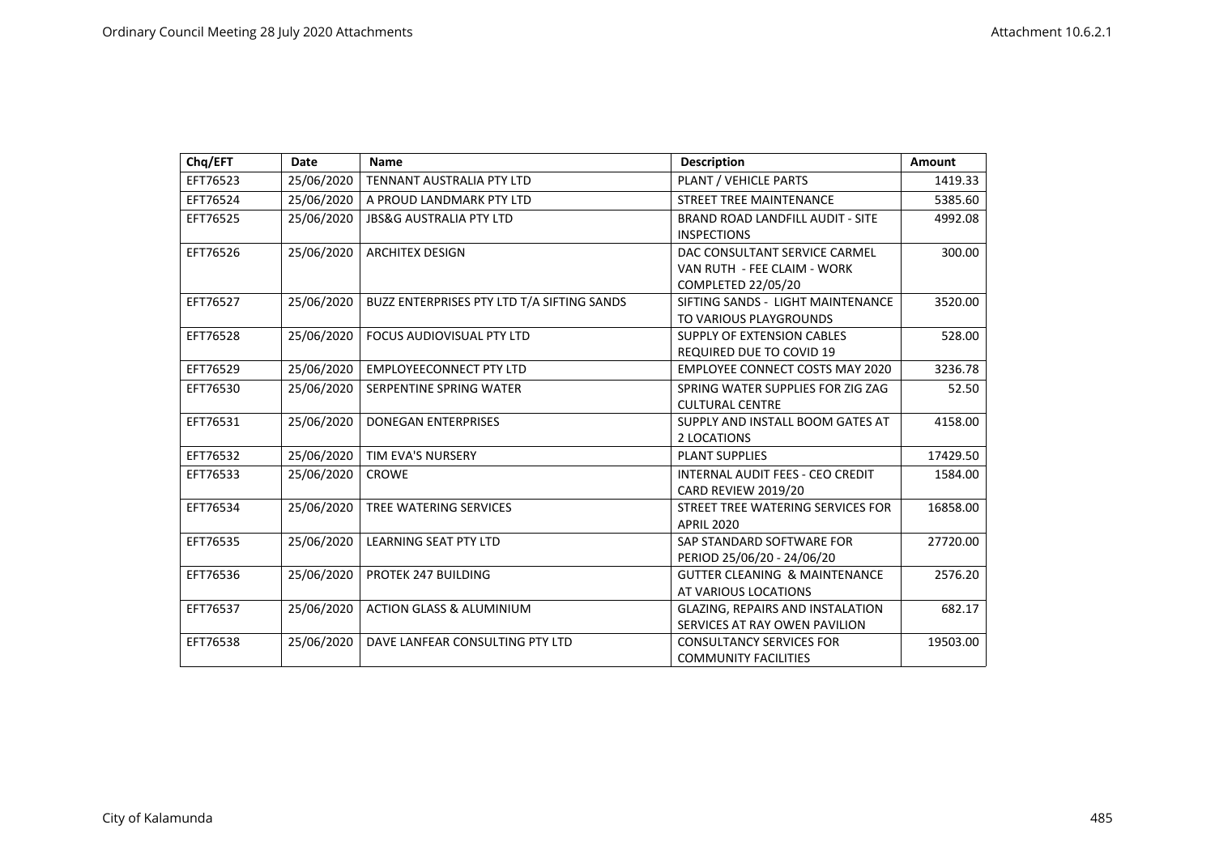| Chq/EFT | Date | Name | Description | Amount |
|---|---|---|---|---|
| EFT76523 | 25/06/2020 | TENNANT AUSTRALIA PTY LTD | PLANT / VEHICLE PARTS | 1419.33 |
| EFT76524 | 25/06/2020 | A PROUD LANDMARK PTY LTD | STREET TREE MAINTENANCE | 5385.60 |
| EFT76525 | 25/06/2020 | JBS&G AUSTRALIA PTY LTD | BRAND ROAD LANDFILL AUDIT - SITE INSPECTIONS | 4992.08 |
| EFT76526 | 25/06/2020 | ARCHITEX DESIGN | DAC CONSULTANT SERVICE CARMEL VAN RUTH - FEE CLAIM - WORK COMPLETED 22/05/20 | 300.00 |
| EFT76527 | 25/06/2020 | BUZZ ENTERPRISES PTY LTD T/A SIFTING SANDS | SIFTING SANDS - LIGHT MAINTENANCE TO VARIOUS PLAYGROUNDS | 3520.00 |
| EFT76528 | 25/06/2020 | FOCUS AUDIOVISUAL PTY LTD | SUPPLY OF EXTENSION CABLES REQUIRED DUE TO COVID 19 | 528.00 |
| EFT76529 | 25/06/2020 | EMPLOYEECONNECT PTY LTD | EMPLOYEE CONNECT COSTS MAY 2020 | 3236.78 |
| EFT76530 | 25/06/2020 | SERPENTINE SPRING WATER | SPRING WATER SUPPLIES FOR ZIG ZAG CULTURAL CENTRE | 52.50 |
| EFT76531 | 25/06/2020 | DONEGAN ENTERPRISES | SUPPLY AND INSTALL BOOM GATES AT 2 LOCATIONS | 4158.00 |
| EFT76532 | 25/06/2020 | TIM EVA'S NURSERY | PLANT SUPPLIES | 17429.50 |
| EFT76533 | 25/06/2020 | CROWE | INTERNAL AUDIT FEES - CEO CREDIT CARD REVIEW 2019/20 | 1584.00 |
| EFT76534 | 25/06/2020 | TREE WATERING SERVICES | STREET TREE WATERING SERVICES FOR APRIL 2020 | 16858.00 |
| EFT76535 | 25/06/2020 | LEARNING SEAT PTY LTD | SAP STANDARD SOFTWARE FOR PERIOD 25/06/20 - 24/06/20 | 27720.00 |
| EFT76536 | 25/06/2020 | PROTEK 247 BUILDING | GUTTER CLEANING & MAINTENANCE AT VARIOUS LOCATIONS | 2576.20 |
| EFT76537 | 25/06/2020 | ACTION GLASS & ALUMINIUM | GLAZING, REPAIRS AND INSTALATION SERVICES AT RAY OWEN PAVILION | 682.17 |
| EFT76538 | 25/06/2020 | DAVE LANFEAR CONSULTING PTY LTD | CONSULTANCY SERVICES FOR COMMUNITY FACILITIES | 19503.00 |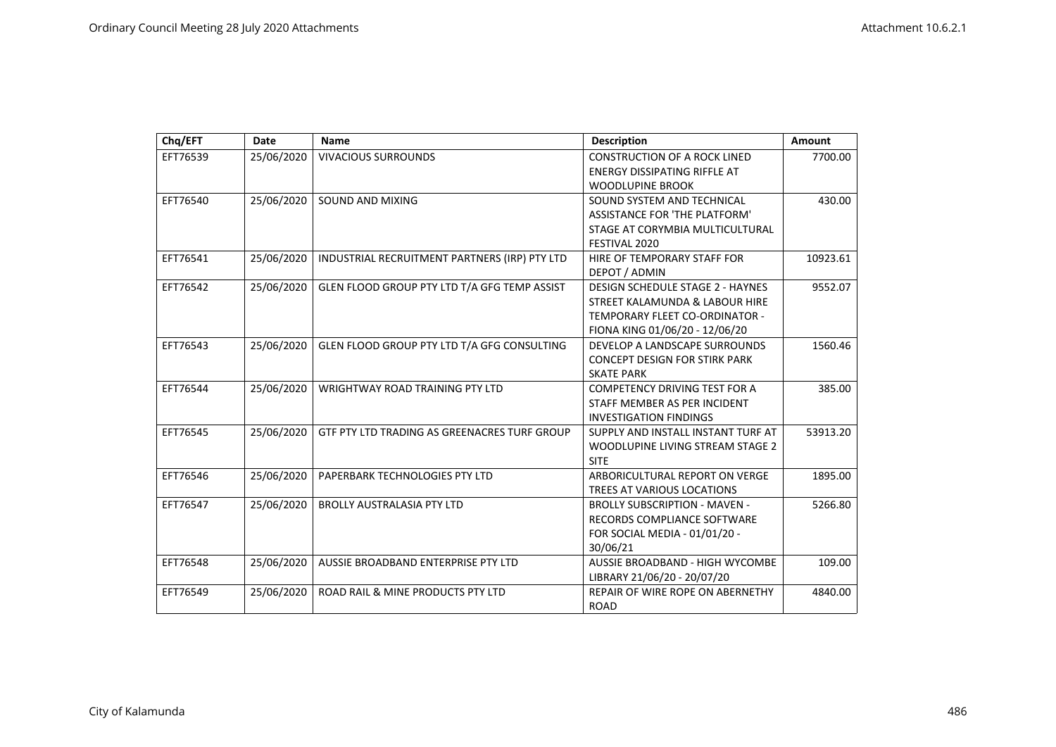| Chq/EFT | Date | Name | Description | Amount |
|---|---|---|---|---|
| EFT76539 | 25/06/2020 | VIVACIOUS SURROUNDS | CONSTRUCTION OF A ROCK LINED ENERGY DISSIPATING RIFFLE AT WOODLUPINE BROOK | 7700.00 |
| EFT76540 | 25/06/2020 | SOUND AND MIXING | SOUND SYSTEM AND TECHNICAL ASSISTANCE FOR 'THE PLATFORM' STAGE AT CORYMBIA MULTICULTURAL FESTIVAL 2020 | 430.00 |
| EFT76541 | 25/06/2020 | INDUSTRIAL RECRUITMENT PARTNERS (IRP) PTY LTD | HIRE OF TEMPORARY STAFF FOR DEPOT / ADMIN | 10923.61 |
| EFT76542 | 25/06/2020 | GLEN FLOOD GROUP PTY LTD T/A GFG TEMP ASSIST | DESIGN SCHEDULE STAGE 2 - HAYNES STREET KALAMUNDA & LABOUR HIRE TEMPORARY FLEET CO-ORDINATOR - FIONA KING 01/06/20 - 12/06/20 | 9552.07 |
| EFT76543 | 25/06/2020 | GLEN FLOOD GROUP PTY LTD T/A GFG CONSULTING | DEVELOP A LANDSCAPE SURROUNDS CONCEPT DESIGN FOR STIRK PARK SKATE PARK | 1560.46 |
| EFT76544 | 25/06/2020 | WRIGHTWAY ROAD TRAINING PTY LTD | COMPETENCY DRIVING TEST FOR A STAFF MEMBER AS PER INCIDENT INVESTIGATION FINDINGS | 385.00 |
| EFT76545 | 25/06/2020 | GTF PTY LTD TRADING AS GREENACRES TURF GROUP | SUPPLY AND INSTALL INSTANT TURF AT WOODLUPINE LIVING STREAM STAGE 2 SITE | 53913.20 |
| EFT76546 | 25/06/2020 | PAPERBARK TECHNOLOGIES PTY LTD | ARBORICULTURAL REPORT ON VERGE TREES AT VARIOUS LOCATIONS | 1895.00 |
| EFT76547 | 25/06/2020 | BROLLY AUSTRALASIA PTY LTD | BROLLY SUBSCRIPTION - MAVEN - RECORDS COMPLIANCE SOFTWARE FOR SOCIAL MEDIA - 01/01/20 - 30/06/21 | 5266.80 |
| EFT76548 | 25/06/2020 | AUSSIE BROADBAND ENTERPRISE PTY LTD | AUSSIE BROADBAND - HIGH WYCOMBE LIBRARY 21/06/20 - 20/07/20 | 109.00 |
| EFT76549 | 25/06/2020 | ROAD RAIL & MINE PRODUCTS PTY LTD | REPAIR OF WIRE ROPE ON ABERNETHY ROAD | 4840.00 |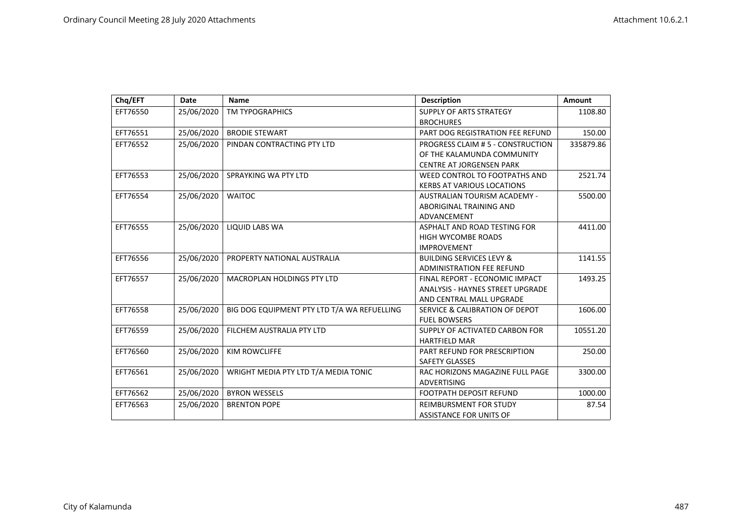| Chq/EFT | Date | Name | Description | Amount |
|---|---|---|---|---|
| EFT76550 | 25/06/2020 | TM TYPOGRAPHICS | SUPPLY OF ARTS STRATEGY BROCHURES | 1108.80 |
| EFT76551 | 25/06/2020 | BRODIE STEWART | PART DOG REGISTRATION FEE REFUND | 150.00 |
| EFT76552 | 25/06/2020 | PINDAN CONTRACTING PTY LTD | PROGRESS CLAIM # 5 - CONSTRUCTION OF THE KALAMUNDA COMMUNITY CENTRE AT JORGENSEN PARK | 335879.86 |
| EFT76553 | 25/06/2020 | SPRAYKING WA PTY LTD | WEED CONTROL TO FOOTPATHS AND KERBS AT VARIOUS LOCATIONS | 2521.74 |
| EFT76554 | 25/06/2020 | WAITOC | AUSTRALIAN TOURISM ACADEMY - ABORIGINAL TRAINING AND ADVANCEMENT | 5500.00 |
| EFT76555 | 25/06/2020 | LIQUID LABS WA | ASPHALT AND ROAD TESTING FOR HIGH WYCOMBE ROADS IMPROVEMENT | 4411.00 |
| EFT76556 | 25/06/2020 | PROPERTY NATIONAL AUSTRALIA | BUILDING SERVICES LEVY & ADMINISTRATION FEE REFUND | 1141.55 |
| EFT76557 | 25/06/2020 | MACROPLAN HOLDINGS PTY LTD | FINAL REPORT - ECONOMIC IMPACT ANALYSIS - HAYNES STREET UPGRADE AND CENTRAL MALL UPGRADE | 1493.25 |
| EFT76558 | 25/06/2020 | BIG DOG EQUIPMENT PTY LTD T/A WA REFUELLING | SERVICE & CALIBRATION OF DEPOT FUEL BOWSERS | 1606.00 |
| EFT76559 | 25/06/2020 | FILCHEM AUSTRALIA PTY LTD | SUPPLY OF ACTIVATED CARBON FOR HARTFIELD MAR | 10551.20 |
| EFT76560 | 25/06/2020 | KIM ROWCLIFFE | PART REFUND FOR PRESCRIPTION SAFETY GLASSES | 250.00 |
| EFT76561 | 25/06/2020 | WRIGHT MEDIA PTY LTD T/A MEDIA TONIC | RAC HORIZONS MAGAZINE FULL PAGE ADVERTISING | 3300.00 |
| EFT76562 | 25/06/2020 | BYRON WESSELS | FOOTPATH DEPOSIT REFUND | 1000.00 |
| EFT76563 | 25/06/2020 | BRENTON POPE | REIMBURSMENT FOR STUDY ASSISTANCE FOR UNITS OF | 87.54 |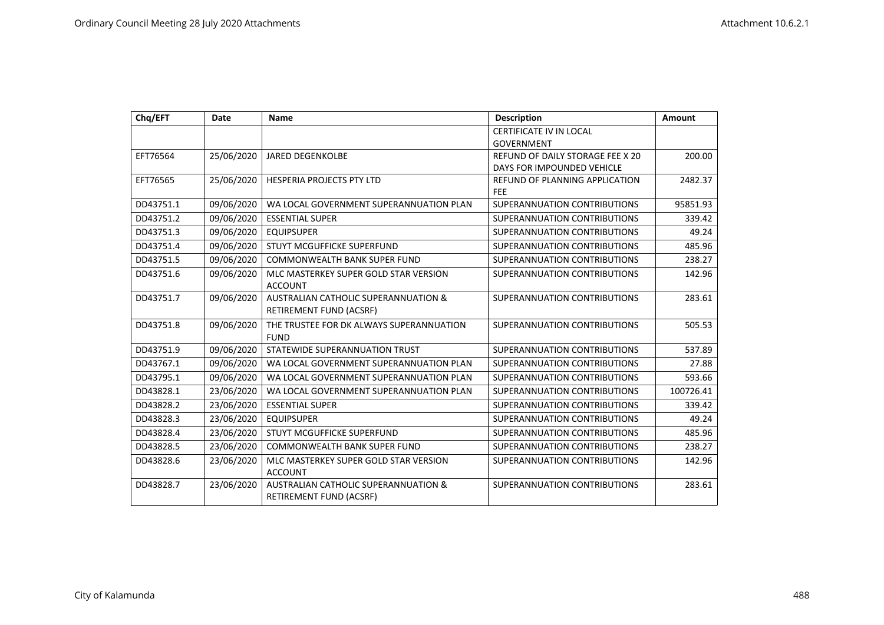| Chq/EFT | Date | Name | Description | Amount |
|---|---|---|---|---|
| | | | CERTIFICATE IV IN LOCAL GOVERNMENT | |
| EFT76564 | 25/06/2020 | JARED DEGENKOLBE | REFUND OF DAILY STORAGE FEE X 20 DAYS FOR IMPOUNDED VEHICLE | 200.00 |
| EFT76565 | 25/06/2020 | HESPERIA PROJECTS PTY LTD | REFUND OF PLANNING APPLICATION FEE | 2482.37 |
| DD43751.1 | 09/06/2020 | WA LOCAL GOVERNMENT SUPERANNUATION PLAN | SUPERANNUATION CONTRIBUTIONS | 95851.93 |
| DD43751.2 | 09/06/2020 | ESSENTIAL SUPER | SUPERANNUATION CONTRIBUTIONS | 339.42 |
| DD43751.3 | 09/06/2020 | EQUIPSUPER | SUPERANNUATION CONTRIBUTIONS | 49.24 |
| DD43751.4 | 09/06/2020 | STUYT MCGUFFICKE SUPERFUND | SUPERANNUATION CONTRIBUTIONS | 485.96 |
| DD43751.5 | 09/06/2020 | COMMONWEALTH BANK SUPER FUND | SUPERANNUATION CONTRIBUTIONS | 238.27 |
| DD43751.6 | 09/06/2020 | MLC MASTERKEY SUPER GOLD STAR VERSION ACCOUNT | SUPERANNUATION CONTRIBUTIONS | 142.96 |
| DD43751.7 | 09/06/2020 | AUSTRALIAN CATHOLIC SUPERANNUATION & RETIREMENT FUND (ACSRF) | SUPERANNUATION CONTRIBUTIONS | 283.61 |
| DD43751.8 | 09/06/2020 | THE TRUSTEE FOR DK ALWAYS SUPERANNUATION FUND | SUPERANNUATION CONTRIBUTIONS | 505.53 |
| DD43751.9 | 09/06/2020 | STATEWIDE SUPERANNUATION TRUST | SUPERANNUATION CONTRIBUTIONS | 537.89 |
| DD43767.1 | 09/06/2020 | WA LOCAL GOVERNMENT SUPERANNUATION PLAN | SUPERANNUATION CONTRIBUTIONS | 27.88 |
| DD43795.1 | 09/06/2020 | WA LOCAL GOVERNMENT SUPERANNUATION PLAN | SUPERANNUATION CONTRIBUTIONS | 593.66 |
| DD43828.1 | 23/06/2020 | WA LOCAL GOVERNMENT SUPERANNUATION PLAN | SUPERANNUATION CONTRIBUTIONS | 100726.41 |
| DD43828.2 | 23/06/2020 | ESSENTIAL SUPER | SUPERANNUATION CONTRIBUTIONS | 339.42 |
| DD43828.3 | 23/06/2020 | EQUIPSUPER | SUPERANNUATION CONTRIBUTIONS | 49.24 |
| DD43828.4 | 23/06/2020 | STUYT MCGUFFICKE SUPERFUND | SUPERANNUATION CONTRIBUTIONS | 485.96 |
| DD43828.5 | 23/06/2020 | COMMONWEALTH BANK SUPER FUND | SUPERANNUATION CONTRIBUTIONS | 238.27 |
| DD43828.6 | 23/06/2020 | MLC MASTERKEY SUPER GOLD STAR VERSION ACCOUNT | SUPERANNUATION CONTRIBUTIONS | 142.96 |
| DD43828.7 | 23/06/2020 | AUSTRALIAN CATHOLIC SUPERANNUATION & RETIREMENT FUND (ACSRF) | SUPERANNUATION CONTRIBUTIONS | 283.61 |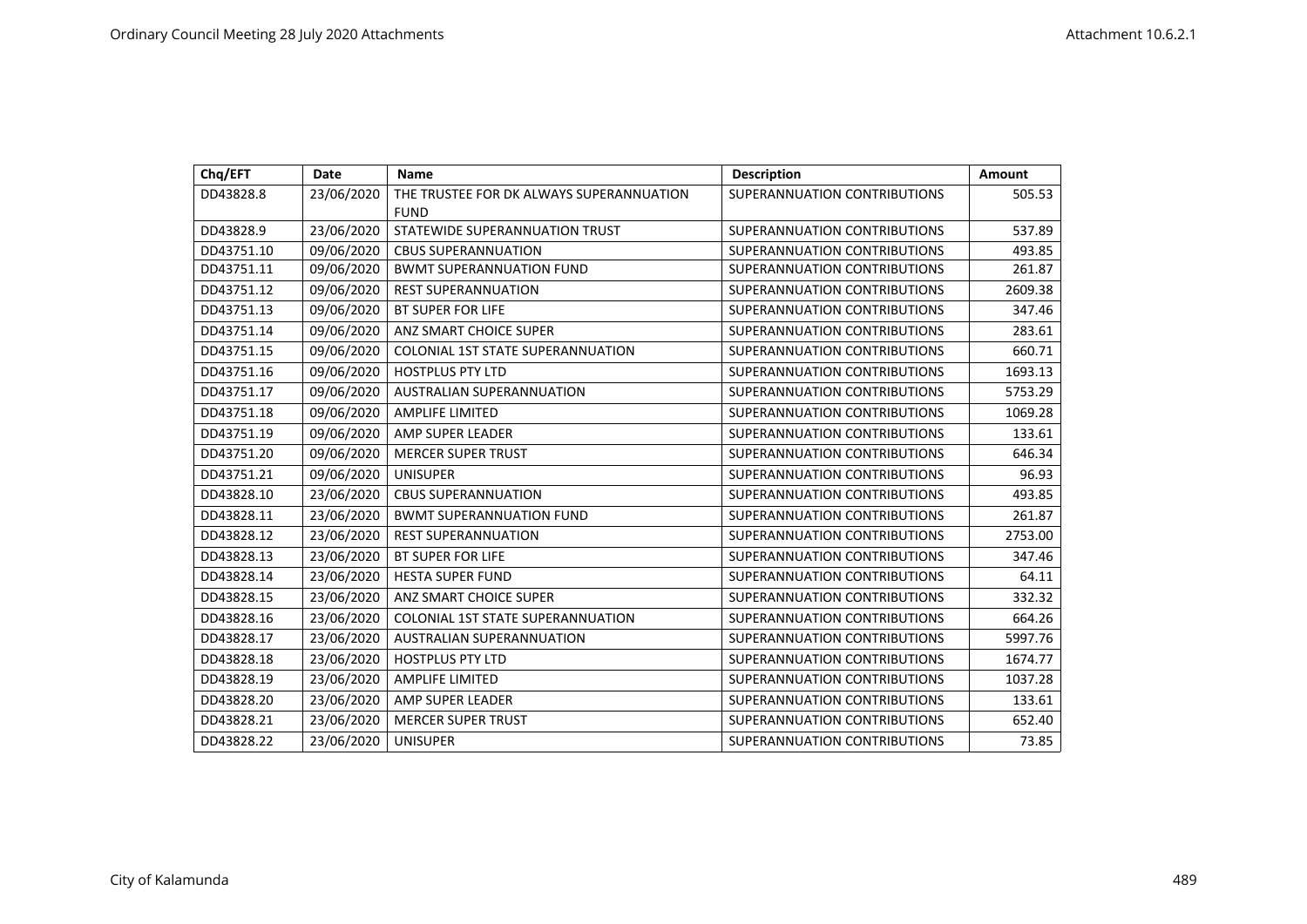| Chq/EFT | Date | Name | Description | Amount |
|---|---|---|---|---|
| DD43828.8 | 23/06/2020 | THE TRUSTEE FOR DK ALWAYS SUPERANNUATION FUND | SUPERANNUATION CONTRIBUTIONS | 505.53 |
| DD43828.9 | 23/06/2020 | STATEWIDE SUPERANNUATION TRUST | SUPERANNUATION CONTRIBUTIONS | 537.89 |
| DD43751.10 | 09/06/2020 | CBUS SUPERANNUATION | SUPERANNUATION CONTRIBUTIONS | 493.85 |
| DD43751.11 | 09/06/2020 | BWMT SUPERANNUATION FUND | SUPERANNUATION CONTRIBUTIONS | 261.87 |
| DD43751.12 | 09/06/2020 | REST SUPERANNUATION | SUPERANNUATION CONTRIBUTIONS | 2609.38 |
| DD43751.13 | 09/06/2020 | BT SUPER FOR LIFE | SUPERANNUATION CONTRIBUTIONS | 347.46 |
| DD43751.14 | 09/06/2020 | ANZ SMART CHOICE SUPER | SUPERANNUATION CONTRIBUTIONS | 283.61 |
| DD43751.15 | 09/06/2020 | COLONIAL 1ST STATE SUPERANNUATION | SUPERANNUATION CONTRIBUTIONS | 660.71 |
| DD43751.16 | 09/06/2020 | HOSTPLUS PTY LTD | SUPERANNUATION CONTRIBUTIONS | 1693.13 |
| DD43751.17 | 09/06/2020 | AUSTRALIAN SUPERANNUATION | SUPERANNUATION CONTRIBUTIONS | 5753.29 |
| DD43751.18 | 09/06/2020 | AMPLIFE LIMITED | SUPERANNUATION CONTRIBUTIONS | 1069.28 |
| DD43751.19 | 09/06/2020 | AMP SUPER LEADER | SUPERANNUATION CONTRIBUTIONS | 133.61 |
| DD43751.20 | 09/06/2020 | MERCER SUPER TRUST | SUPERANNUATION CONTRIBUTIONS | 646.34 |
| DD43751.21 | 09/06/2020 | UNISUPER | SUPERANNUATION CONTRIBUTIONS | 96.93 |
| DD43828.10 | 23/06/2020 | CBUS SUPERANNUATION | SUPERANNUATION CONTRIBUTIONS | 493.85 |
| DD43828.11 | 23/06/2020 | BWMT SUPERANNUATION FUND | SUPERANNUATION CONTRIBUTIONS | 261.87 |
| DD43828.12 | 23/06/2020 | REST SUPERANNUATION | SUPERANNUATION CONTRIBUTIONS | 2753.00 |
| DD43828.13 | 23/06/2020 | BT SUPER FOR LIFE | SUPERANNUATION CONTRIBUTIONS | 347.46 |
| DD43828.14 | 23/06/2020 | HESTA SUPER FUND | SUPERANNUATION CONTRIBUTIONS | 64.11 |
| DD43828.15 | 23/06/2020 | ANZ SMART CHOICE SUPER | SUPERANNUATION CONTRIBUTIONS | 332.32 |
| DD43828.16 | 23/06/2020 | COLONIAL 1ST STATE SUPERANNUATION | SUPERANNUATION CONTRIBUTIONS | 664.26 |
| DD43828.17 | 23/06/2020 | AUSTRALIAN SUPERANNUATION | SUPERANNUATION CONTRIBUTIONS | 5997.76 |
| DD43828.18 | 23/06/2020 | HOSTPLUS PTY LTD | SUPERANNUATION CONTRIBUTIONS | 1674.77 |
| DD43828.19 | 23/06/2020 | AMPLIFE LIMITED | SUPERANNUATION CONTRIBUTIONS | 1037.28 |
| DD43828.20 | 23/06/2020 | AMP SUPER LEADER | SUPERANNUATION CONTRIBUTIONS | 133.61 |
| DD43828.21 | 23/06/2020 | MERCER SUPER TRUST | SUPERANNUATION CONTRIBUTIONS | 652.40 |
| DD43828.22 | 23/06/2020 | UNISUPER | SUPERANNUATION CONTRIBUTIONS | 73.85 |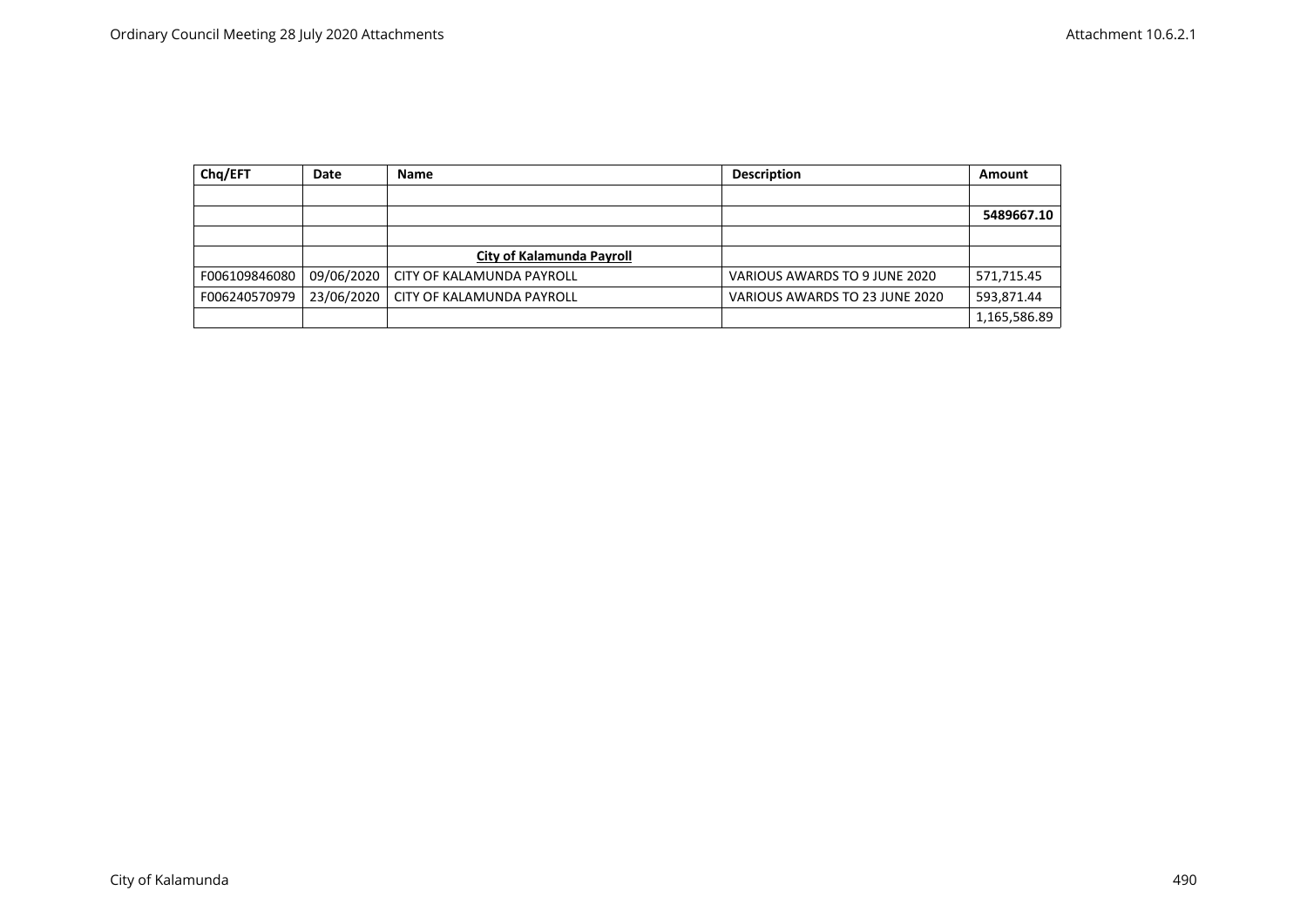| Chq/EFT | Date | Name | Description | Amount |
|---|---|---|---|---|
| | | | | |
| | | | | **5489667.10** |
| | | | | |
| | | **City of Kalamunda Payroll** | | |
| F006109846080 | 09/06/2020 | CITY OF KALAMUNDA PAYROLL | VARIOUS AWARDS TO 9 JUNE 2020 | 571,715.45 |
| F006240570979 | 23/06/2020 | CITY OF KALAMUNDA PAYROLL | VARIOUS AWARDS TO 23 JUNE 2020 | 593,871.44 |
| | | | | 1,165,586.89 |